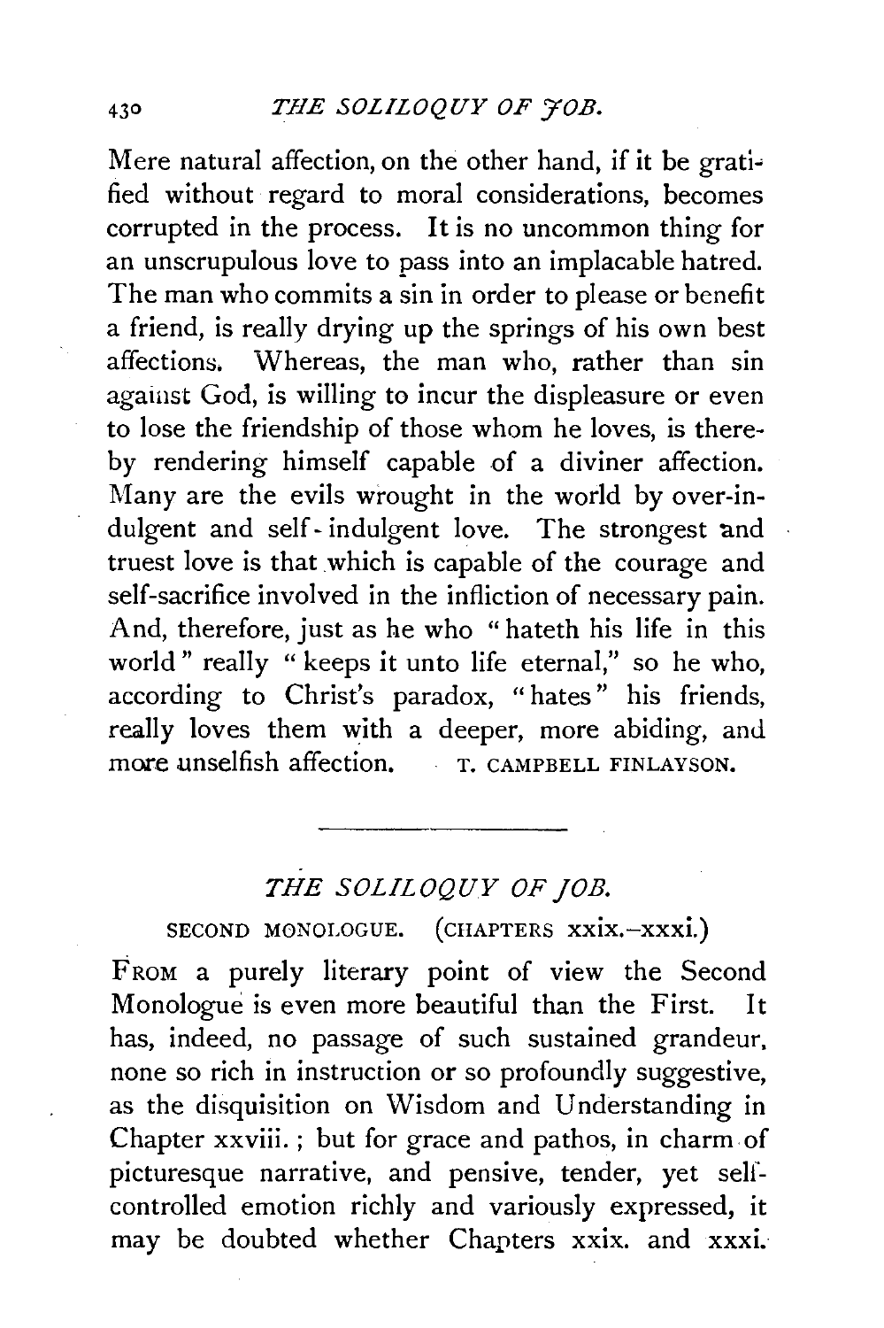Mere natural affection, on the other hand, if it be gratified without regard to moral considerations, becomes corrupted in the process. It is no uncommon thing for an unscrupulous love to pass into an implacable hatred. The man who commits a sin in order to please or benefit a friend, is really drying up the springs of his own best affections. Whereas, the man who, rather than sin against God, is willing to incur the displeasure or even to lose the friendship of those whom he loves, is thereby rendering himself capable of a diviner affection. Many are the evils wrought in the world by over-indulgent and self-indulgent love. The strongest and truest love is that which is capable of the courage and self-sacrifice involved in the infliction of necessary pain. And, therefore, just as he who "hateth his life in this world" really "keeps it unto life eternal," so he who, according to Christ's paradox, "hates" his friends, really loves them with a deeper, more abiding, and more unselfish affection. T. CAMPBELL FINLAYSON.

---

## *THE SOLILOQUY OF JOB.*

### SECOND MONOLOGUE. (CHAPTERS xxix.–xxxi.)

FROM a purely literary point of view the Second Monologue is even more beautiful than the First. It has, indeed, no passage of such sustained grandeur, none so rich in instruction or so profoundly suggestive, as the disquisition on Wisdom and Understanding in Chapter xxviii.; but for grace and pathos, in charm of picturesque narrative, and pensive, tender, yet self-controlled emotion richly and variously expressed, it may be doubted whether Chapters xxix. and xxxi.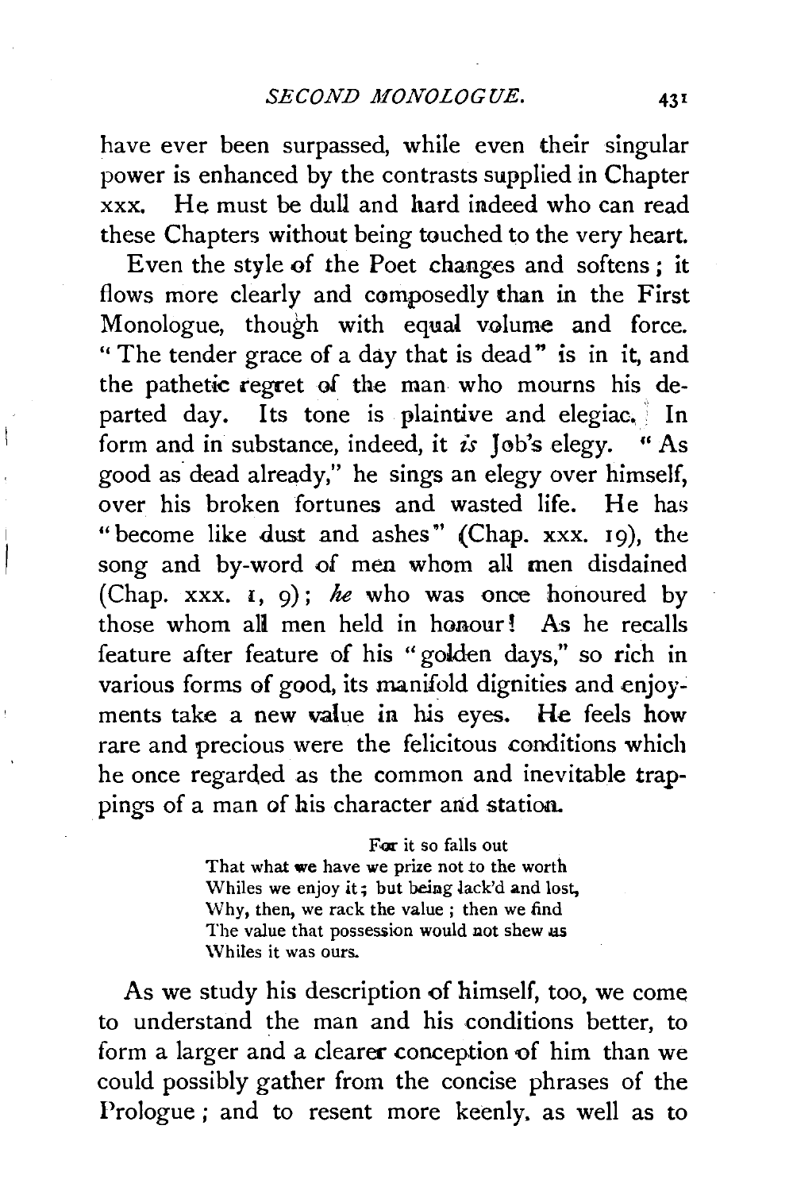have ever been surpassed, while even their singular power is enhanced by the contrasts supplied in Chapter xxx. He must be dull and hard indeed who can read these Chapters without being touched to the very heart.

Even the style of the Poet changes and softens; it flows more clearly and composedly than in the First Monologue, though with equal volume and force. "The tender grace of a day that is dead" is in it, and the pathetic regret of the man who mourns his departed day. Its tone is plaintive and elegiac. In form and in substance, indeed, it *is* Job's elegy. "As good as dead already," he sings an elegy over himself, over his broken fortunes and wasted life. He has "become like dust and ashes" (Chap. xxx. 19), the song and by-word of men whom all men disdained (Chap. xxx. 1, 9); *he* who was once honoured by those whom all men held in honour! As he recalls feature after feature of his "golden days," so rich in various forms of good, its manifold dignities and enjoyments take a new value in his eyes. He feels how rare and precious were the felicitous conditions which he once regarded as the common and inevitable trappings of a man of his character and station.

> For it so falls out
> That what we have we prize not to the worth
> Whiles we enjoy it; but being lack'd and lost,
> Why, then, we rack the value; then we find
> The value that possession would not shew us
> Whiles it was ours.

As we study his description of himself, too, we come to understand the man and his conditions better, to form a larger and a clearer conception of him than we could possibly gather from the concise phrases of the Prologue; and to resent more keenly. as well as to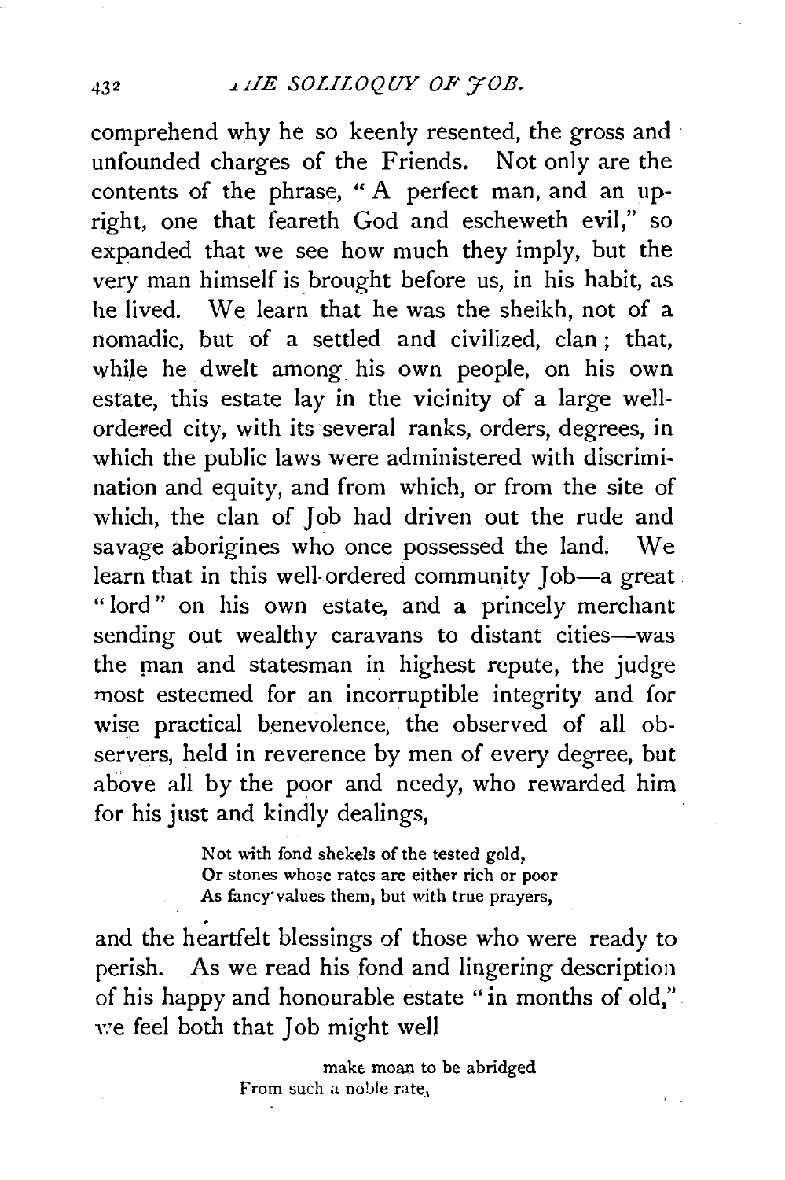comprehend why he so keenly resented, the gross and unfounded charges of the Friends. Not only are the contents of the phrase, "A perfect man, and an upright, one that feareth God and escheweth evil," so expanded that we see how much they imply, but the very man himself is brought before us, in his habit, as he lived. We learn that he was the sheikh, not of a nomadic, but of a settled and civilized, clan; that, while he dwelt among his own people, on his own estate, this estate lay in the vicinity of a large well-ordered city, with its several ranks, orders, degrees, in which the public laws were administered with discrimination and equity, and from which, or from the site of which, the clan of Job had driven out the rude and savage aborigines who once possessed the land. We learn that in this well-ordered community Job—a great "lord" on his own estate, and a princely merchant sending out wealthy caravans to distant cities—was the man and statesman in highest repute, the judge most esteemed for an incorruptible integrity and for wise practical benevolence, the observed of all observers, held in reverence by men of every degree, but above all by the poor and needy, who rewarded him for his just and kindly dealings,

> Not with fond shekels of the tested gold,
> Or stones whose rates are either rich or poor
> As fancy values them, but with true prayers,

and the heartfelt blessings of those who were ready to perish. As we read his fond and lingering description of his happy and honourable estate "in months of old," we feel both that Job might well

> make moan to be abridged
> From such a noble rate,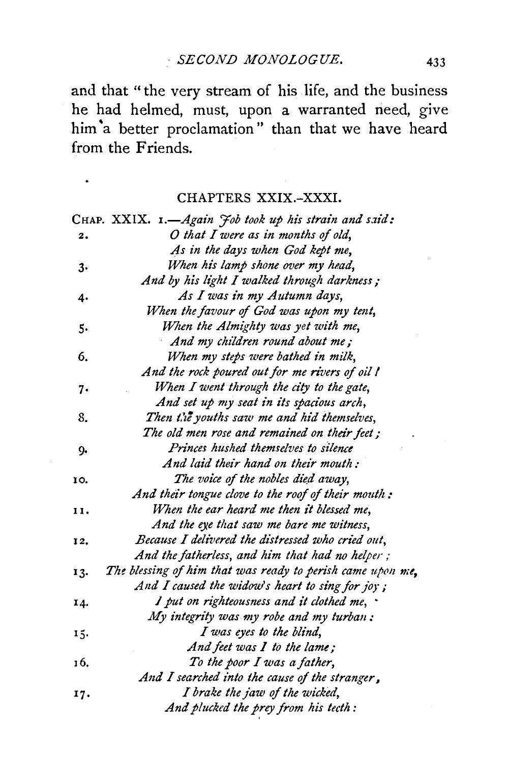and that "the very stream of his life, and the business he had helmed, must, upon a warranted need, give him a better proclamation" than that we have heard from the Friends.

## CHAPTERS XXIX.-XXXI.

CHAP. XXIX. 1.—*Again Job took up his strain and said:*

2. *O that I were as in months of old,*
*As in the days when God kept me,*

3. *When his lamp shone over my head,*
*And by his light I walked through darkness;*

4. *As I was in my Autumn days,*
*When the favour of God was upon my tent,*

5. *When the Almighty was yet with me,*
*And my children round about me;*

6. *When my steps were bathed in milk,*
*And the rock poured out for me rivers of oil!*

7. *When I went through the city to the gate,*
*And set up my seat in its spacious arch,*

8. *Then the youths saw me and hid themselves,*
*The old men rose and remained on their feet;*

9. *Princes hushed themselves to silence*
*And laid their hand on their mouth:*

10. *The voice of the nobles died away,*
*And their tongue clove to the roof of their mouth:*

11. *When the ear heard me then it blessed me,*
*And the eye that saw me bare me witness,*

12. *Because I delivered the distressed who cried out,*
*And the fatherless, and him that had no helper;*

13. *The blessing of him that was ready to perish came upon me,*
*And I caused the widow's heart to sing for joy;*

14. *I put on righteousness and it clothed me,*
*My integrity was my robe and my turban:*

15. *I was eyes to the blind,*
*And feet was I to the lame;*

16. *To the poor I was a father,*
*And I searched into the cause of the stranger,*

17. *I brake the jaw of the wicked,*
*And plucked the prey from his teeth:*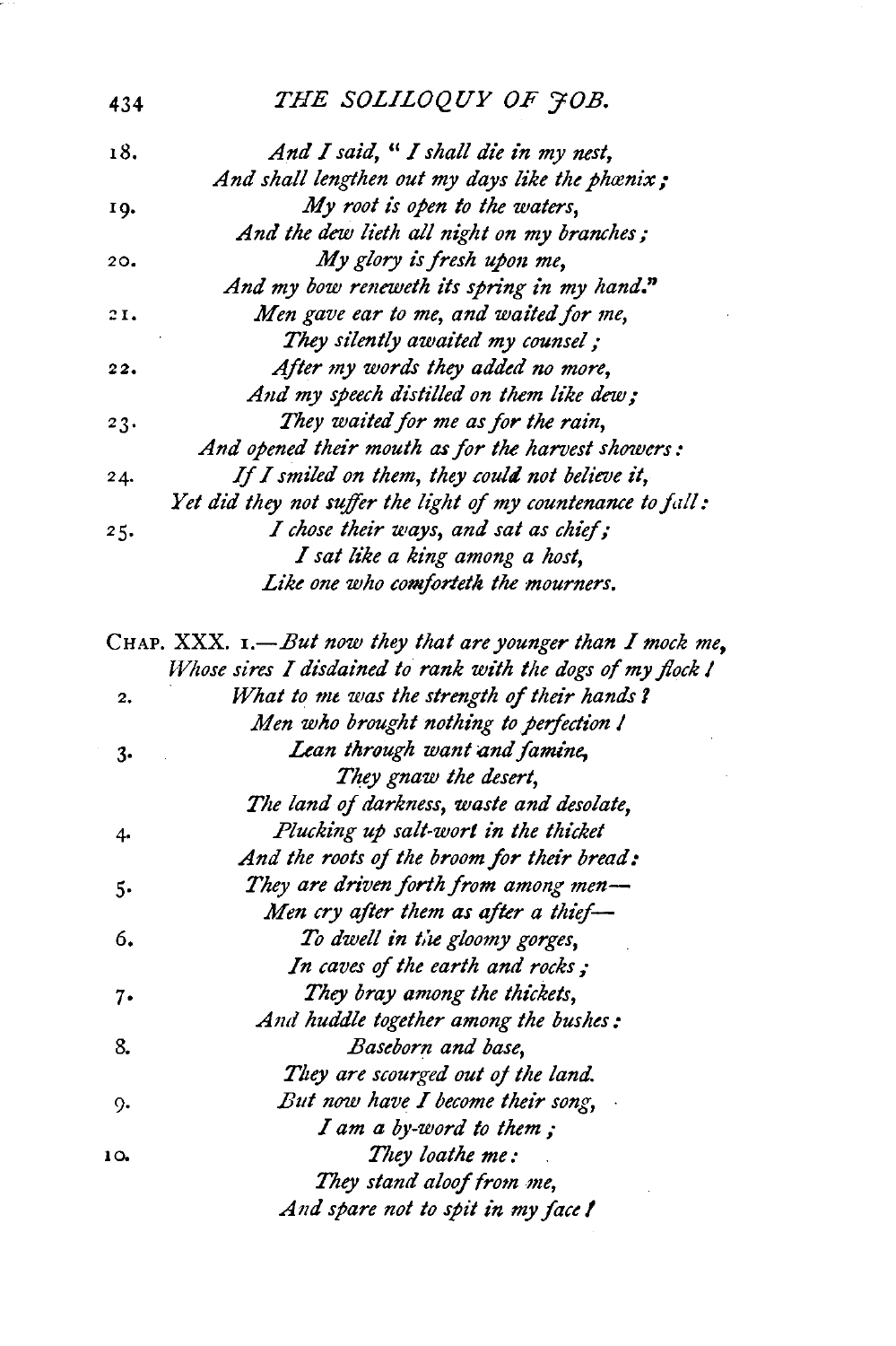18. *And I said, "I shall die in my nest,*
*And shall lengthen out my days like the phœnix;*

19. *My root is open to the waters,*
*And the dew lieth all night on my branches;*

20. *My glory is fresh upon me,*
*And my bow reneweth its spring in my hand."*

21. *Men gave ear to me, and waited for me,*
*They silently awaited my counsel;*

22. *After my words they added no more,*
*And my speech distilled on them like dew;*

23. *They waited for me as for the rain,*
*And opened their mouth as for the harvest showers:*

24. *If I smiled on them, they could not believe it,*
*Yet did they not suffer the light of my countenance to fall:*

25. *I chose their ways, and sat as chief;*
*I sat like a king among a host,*
*Like one who comforteth the mourners.*

CHAP. XXX. 1.—*But now they that are younger than I mock me,*
*Whose sires I disdained to rank with the dogs of my flock!*

2. *What to me was the strength of their hands?*
*Men who brought nothing to perfection!*

3. *Lean through want and famine,*
*They gnaw the desert,*
*The land of darkness, waste and desolate,*

4. *Plucking up salt-wort in the thicket*
*And the roots of the broom for their bread:*

5. *They are driven forth from among men—*
*Men cry after them as after a thief—*

6. *To dwell in the gloomy gorges,*
*In caves of the earth and rocks;*

7. *They bray among the thickets,*
*And huddle together among the bushes:*

8. *Baseborn and base,*
*They are scourged out of the land.*

9. *But now have I become their song,*
*I am a by-word to them;*

10. *They loathe me:*
*They stand aloof from me,*
*And spare not to spit in my face!*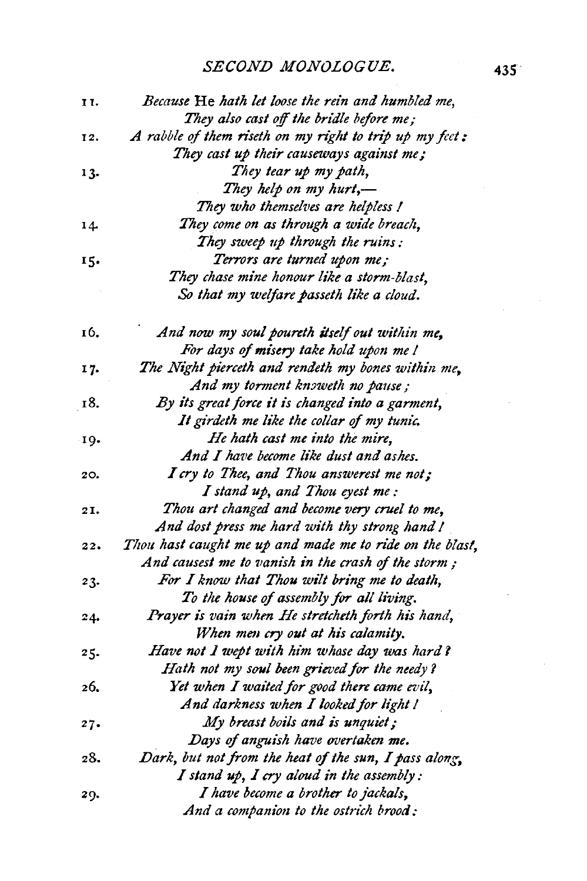11. *Because* He *hath let loose the rein and humbled me,*
*They also cast off the bridle before me;*

12. *A rabble of them riseth on my right to trip up my feet:*
*They cast up their causeways against me;*

13. *They tear up my path,*
*They help on my hurt,—*
*They who themselves are helpless!*

14. *They come on as through a wide breach,*
*They sweep up through the ruins:*

15. *Terrors are turned upon me;*
*They chase mine honour like a storm-blast,*
*So that my welfare passeth like a cloud.*

16. *And now my soul poureth itself out within me,*
*For days of misery take hold upon me!*

17. *The Night pierceth and rendeth my bones within me,*
*And my torment knoweth no pause;*

18. *By its great force it is changed into a garment,*
*It girdeth me like the collar of my tunic.*

19. *He hath cast me into the mire,*
*And I have become like dust and ashes.*

20. *I cry to Thee, and Thou answerest me not;*
*I stand up, and Thou eyest me:*

21. *Thou art changed and become very cruel to me,*
*And dost press me hard with thy strong hand!*

22. *Thou hast caught me up and made me to ride on the blast,*
*And causest me to vanish in the crash of the storm;*

23. *For I know that Thou wilt bring me to death,*
*To the house of assembly for all living.*

24. *Prayer is vain when He stretcheth forth his hand,*
*When men cry out at his calamity.*

25. *Have not I wept with him whose day was hard?*
*Hath not my soul been grieved for the needy?*

26. *Yet when I waited for good there came evil,*
*And darkness when I looked for light!*

27. *My breast boils and is unquiet;*
*Days of anguish have overtaken me.*

28. *Dark, but not from the heat of the sun, I pass along,*
*I stand up, I cry aloud in the assembly:*

29. *I have become a brother to jackals,*
*And a companion to the ostrich brood:*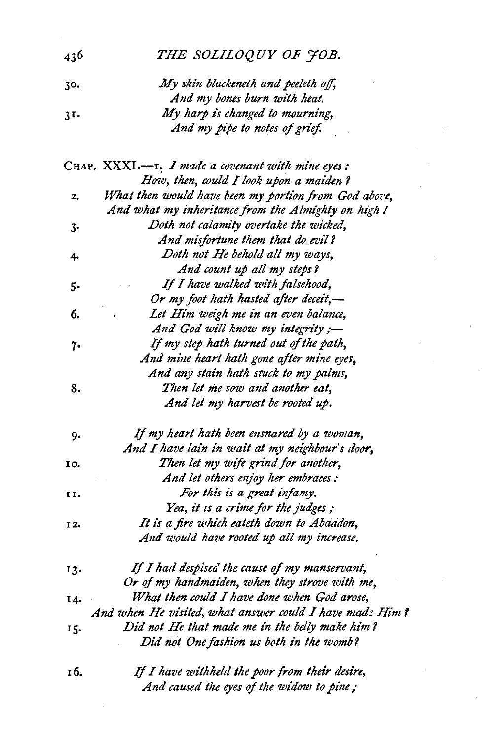30. *My skin blackeneth and peeleth off,*
*And my bones burn with heat.*
31. *My harp is changed to mourning,*
*And my pipe to notes of grief.*

CHAP. XXXI.—1. *I made a covenant with mine eyes:*
*How, then, could I look upon a maiden?*
2. *What then would have been my portion from God above,*
*And what my inheritance from the Almighty on high!*
3. *Doth not calamity overtake the wicked,*
*And misfortune them that do evil?*
4. *Doth not He behold all my ways,*
*And count up all my steps?*
5. *If I have walked with falsehood,*
*Or my foot hath hasted after deceit,—*
6. *Let Him weigh me in an even balance,*
*And God will know my integrity;—*
7. *If my step hath turned out of the path,*
*And mine heart hath gone after mine eyes,*
*And any stain hath stuck to my palms,*
8. *Then let me sow and another eat,*
*And let my harvest be rooted up.*

9. *If my heart hath been ensnared by a woman,*
*And I have lain in wait at my neighbour's door,*
10. *Then let my wife grind for another,*
*And let others enjoy her embraces:*
11. *For this is a great infamy.*
*Yea, it is a crime for the judges;*
12. *It is a fire which eateth down to Abaddon,*
*And would have rooted up all my increase.*

13. *If I had despised the cause of my manservant,*
*Or of my handmaiden, when they strove with me,*
14. *What then could I have done when God arose,*
*And when He visited, what answer could I have made Him?*
15. *Did not He that made me in the belly make him?*
*Did not One fashion us both in the womb?*

16. *If I have withheld the poor from their desire,*
*And caused the eyes of the widow to pine;*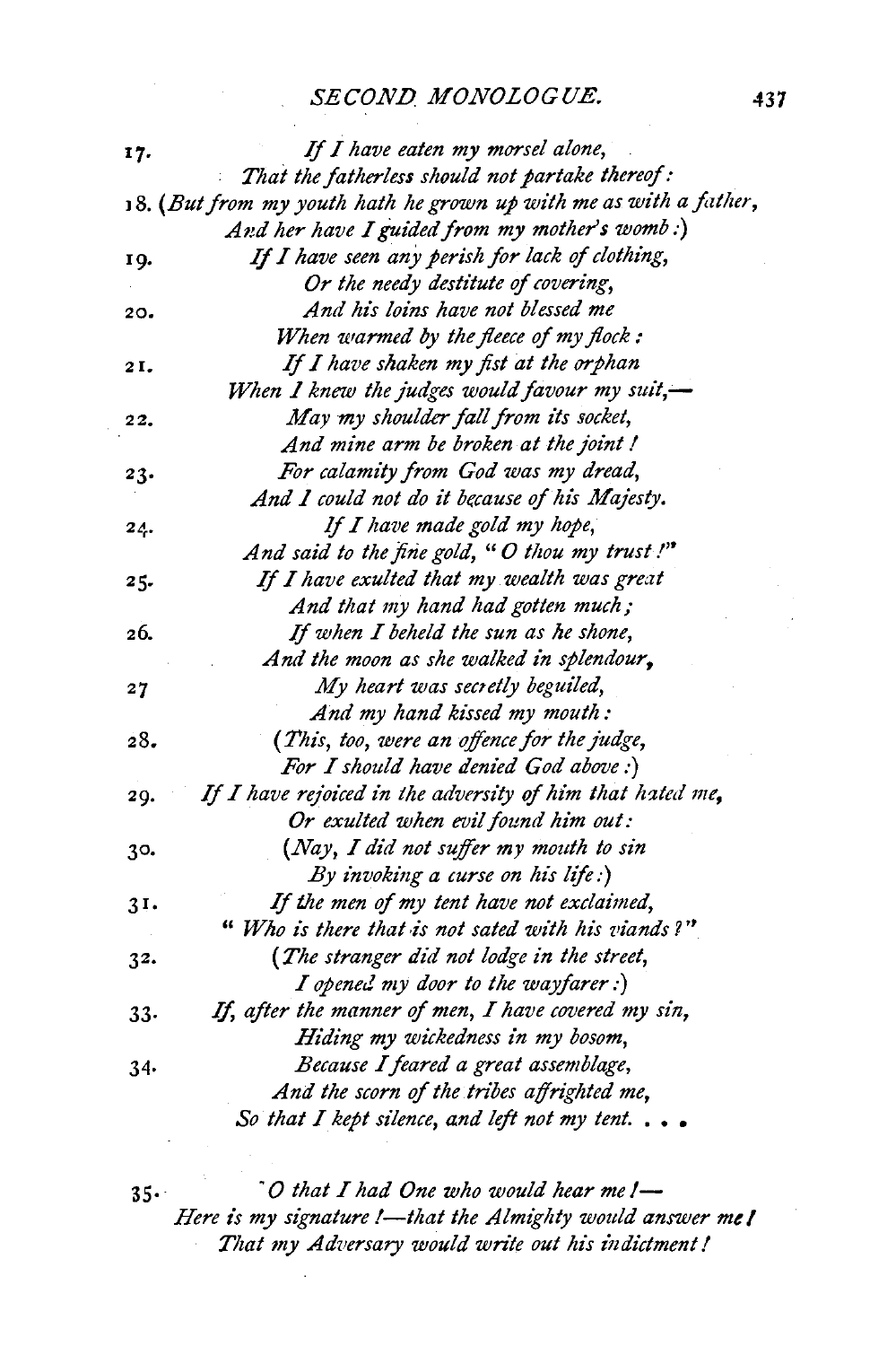17. *If I have eaten my morsel alone,*
*That the fatherless should not partake thereof:*

18. *(But from my youth hath he grown up with me as with a father,*
*And her have I guided from my mother's womb:)*

19. *If I have seen any perish for lack of clothing,*
*Or the needy destitute of covering,*

20. *And his loins have not blessed me*
*When warmed by the fleece of my flock:*

21. *If I have shaken my fist at the orphan*
*When I knew the judges would favour my suit,—*

22. *May my shoulder fall from its socket,*
*And mine arm be broken at the joint!*

23. *For calamity from God was my dread,*
*And I could not do it because of his Majesty.*

24. *If I have made gold my hope,*
*And said to the fine gold, "O thou my trust!"*

25. *If I have exulted that my wealth was great*
*And that my hand had gotten much;*

26. *If when I beheld the sun as he shone,*
*And the moon as she walked in splendour,*

27 *My heart was secretly beguiled,*
*And my hand kissed my mouth:*

28. *(This, too, were an offence for the judge,*
*For I should have denied God above:)*

29. *If I have rejoiced in the adversity of him that hated me,*
*Or exulted when evil found him out:*

30. *(Nay, I did not suffer my mouth to sin*
*By invoking a curse on his life:)*

31. *If the men of my tent have not exclaimed,*
*"Who is there that is not sated with his viands?"*

32. *(The stranger did not lodge in the street,*
*I opened my door to the wayfarer:)*

33. *If, after the manner of men, I have covered my sin,*
*Hiding my wickedness in my bosom,*

34. *Because I feared a great assemblage,*
*And the scorn of the tribes affrighted me,*
*So that I kept silence, and left not my tent. . . .*

35. *O that I had One who would hear me!—*
*Here is my signature!—that the Almighty would answer me!*
*That my Adversary would write out his indictment!*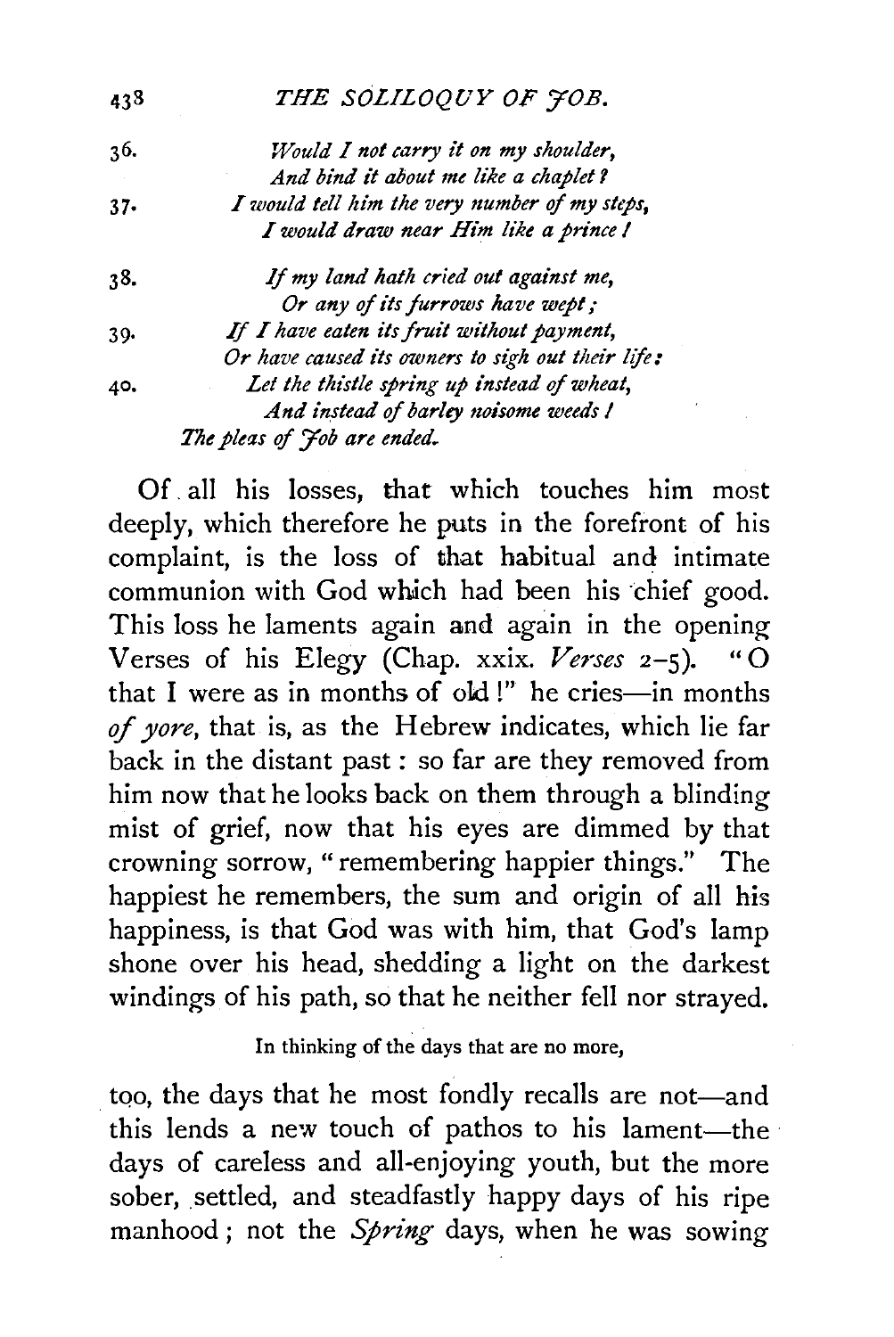36. *Would I not carry it on my shoulder,*
*And bind it about me like a chaplet?*

37. *I would tell him the very number of my steps,*
*I would draw near Him like a prince!*

38. *If my land hath cried out against me,*
*Or any of its furrows have wept;*

39. *If I have eaten its fruit without payment,*
*Or have caused its owners to sigh out their life:*

40. *Let the thistle spring up instead of wheat,*
*And instead of barley noisome weeds!*

*The pleas of Job are ended.*

Of all his losses, that which touches him most deeply, which therefore he puts in the forefront of his complaint, is the loss of that habitual and intimate communion with God which had been his chief good. This loss he laments again and again in the opening Verses of his Elegy (Chap. xxix. *Verses* 2–5). "O that I were as in months of old!" he cries—in months *of yore*, that is, as the Hebrew indicates, which lie far back in the distant past: so far are they removed from him now that he looks back on them through a blinding mist of grief, now that his eyes are dimmed by that crowning sorrow, "remembering happier things." The happiest he remembers, the sum and origin of all his happiness, is that God was with him, that God's lamp shone over his head, shedding a light on the darkest windings of his path, so that he neither fell nor strayed.

In thinking of the days that are no more,

too, the days that he most fondly recalls are not—and this lends a new touch of pathos to his lament—the days of careless and all-enjoying youth, but the more sober, settled, and steadfastly happy days of his ripe manhood; not the *Spring* days, when he was sowing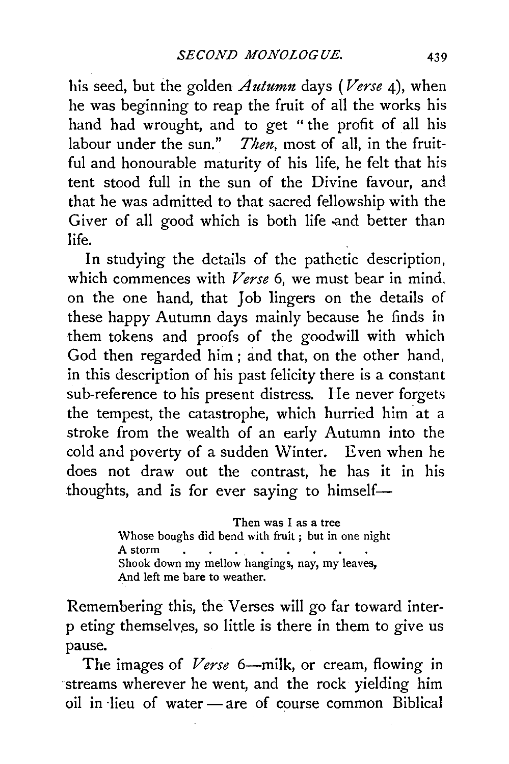his seed, but the golden *Autumn* days (*Verse* 4), when he was beginning to reap the fruit of all the works his hand had wrought, and to get "the profit of all his labour under the sun." *Then*, most of all, in the fruitful and honourable maturity of his life, he felt that his tent stood full in the sun of the Divine favour, and that he was admitted to that sacred fellowship with the Giver of all good which is both life and better than life.

In studying the details of the pathetic description, which commences with *Verse* 6, we must bear in mind, on the one hand, that Job lingers on the details of these happy Autumn days mainly because he finds in them tokens and proofs of the goodwill with which God then regarded him; and that, on the other hand, in this description of his past felicity there is a constant sub-reference to his present distress. He never forgets the tempest, the catastrophe, which hurried him at a stroke from the wealth of an early Autumn into the cold and poverty of a sudden Winter. Even when he does not draw out the contrast, he has it in his thoughts, and is for ever saying to himself—

> Then was I as a tree
> Whose boughs did bend with fruit; but in one night
> A storm . . . . . . . . . .
> Shook down my mellow hangings, nay, my leaves,
> And left me bare to weather.

Remembering this, the Verses will go far toward interp eting themselves, so little is there in them to give us pause.

The images of *Verse* 6—milk, or cream, flowing in streams wherever he went, and the rock yielding him oil in lieu of water—are of course common Biblical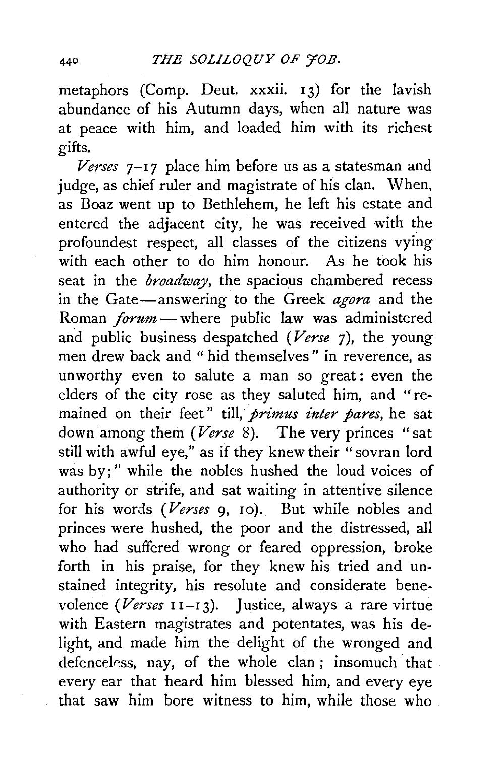metaphors (Comp. Deut. xxxii. 13) for the lavish abundance of his Autumn days, when all nature was at peace with him, and loaded him with its richest gifts.

*Verses* 7-17 place him before us as a statesman and judge, as chief ruler and magistrate of his clan. When, as Boaz went up to Bethlehem, he left his estate and entered the adjacent city, he was received with the profoundest respect, all classes of the citizens vying with each other to do him honour. As he took his seat in the *broadway*, the spacious chambered recess in the Gate—answering to the Greek *agora* and the Roman *forum*—where public law was administered and public business despatched (*Verse* 7), the young men drew back and "hid themselves" in reverence, as unworthy even to salute a man so great: even the elders of the city rose as they saluted him, and "remained on their feet" till, *primus inter pares*, he sat down among them (*Verse* 8). The very princes "sat still with awful eye," as if they knew their "sovran lord was by;" while the nobles hushed the loud voices of authority or strife, and sat waiting in attentive silence for his words (*Verses* 9, 10). But while nobles and princes were hushed, the poor and the distressed, all who had suffered wrong or feared oppression, broke forth in his praise, for they knew his tried and unstained integrity, his resolute and considerate benevolence (*Verses* 11-13). Justice, always a rare virtue with Eastern magistrates and potentates, was his delight, and made him the delight of the wronged and defenceless, nay, of the whole clan; insomuch that every ear that heard him blessed him, and every eye that saw him bore witness to him, while those who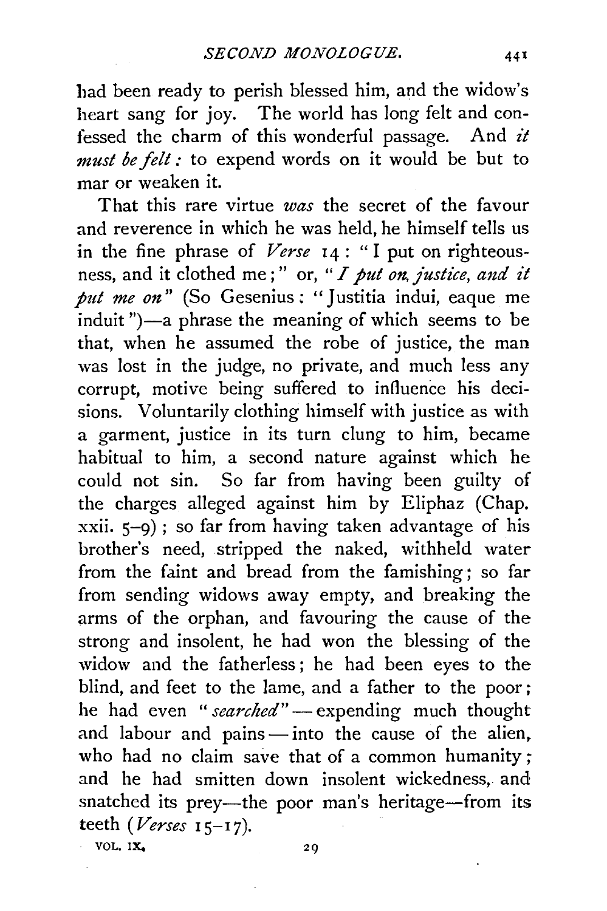had been ready to perish blessed him, and the widow's heart sang for joy. The world has long felt and confessed the charm of this wonderful passage. And *it must be felt:* to expend words on it would be but to mar or weaken it.

That this rare virtue *was* the secret of the favour and reverence in which he was held, he himself tells us in the fine phrase of *Verse* 14: "I put on righteousness, and it clothed me;" or, "*I put on justice, and it put me on*" (So Gesenius: "Justitia indui, eaque me induit")—a phrase the meaning of which seems to be that, when he assumed the robe of justice, the man was lost in the judge, no private, and much less any corrupt, motive being suffered to influence his decisions. Voluntarily clothing himself with justice as with a garment, justice in its turn clung to him, became habitual to him, a second nature against which he could not sin. So far from having been guilty of the charges alleged against him by Eliphaz (Chap. xxii. 5–9); so far from having taken advantage of his brother's need, stripped the naked, withheld water from the faint and bread from the famishing; so far from sending widows away empty, and breaking the arms of the orphan, and favouring the cause of the strong and insolent, he had won the blessing of the widow and the fatherless; he had been eyes to the blind, and feet to the lame, and a father to the poor; he had even "*searched*"—expending much thought and labour and pains—into the cause of the alien, who had no claim save that of a common humanity; and he had smitten down insolent wickedness, and snatched its prey—the poor man's heritage—from its teeth (*Verses* 15–17).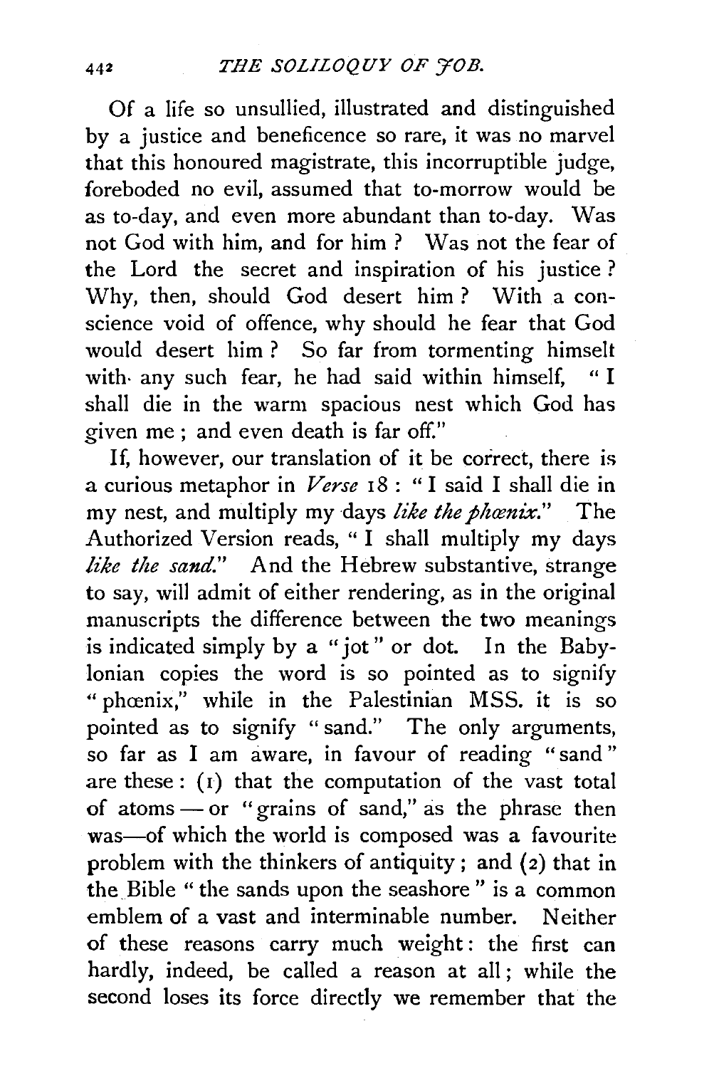Of a life so unsullied, illustrated and distinguished by a justice and beneficence so rare, it was no marvel that this honoured magistrate, this incorruptible judge, foreboded no evil, assumed that to-morrow would be as to-day, and even more abundant than to-day. Was not God with him, and for him? Was not the fear of the Lord the secret and inspiration of his justice? Why, then, should God desert him? With a conscience void of offence, why should he fear that God would desert him? So far from tormenting himselt with any such fear, he had said within himself, "I shall die in the warm spacious nest which God has given me; and even death is far off."

If, however, our translation of it be correct, there is a curious metaphor in *Verse* 18: "I said I shall die in my nest, and multiply my days *like the phœnix*." The Authorized Version reads, "I shall multiply my days *like the sand*." And the Hebrew substantive, strange to say, will admit of either rendering, as in the original manuscripts the difference between the two meanings is indicated simply by a "jot" or dot. In the Babylonian copies the word is so pointed as to signify "phœnix," while in the Palestinian MSS. it is so pointed as to signify "sand." The only arguments, so far as I am aware, in favour of reading "sand" are these: (1) that the computation of the vast total of atoms — or "grains of sand," as the phrase then was—of which the world is composed was a favourite problem with the thinkers of antiquity; and (2) that in the Bible "the sands upon the seashore" is a common emblem of a vast and interminable number. Neither of these reasons carry much weight: the first can hardly, indeed, be called a reason at all; while the second loses its force directly we remember that the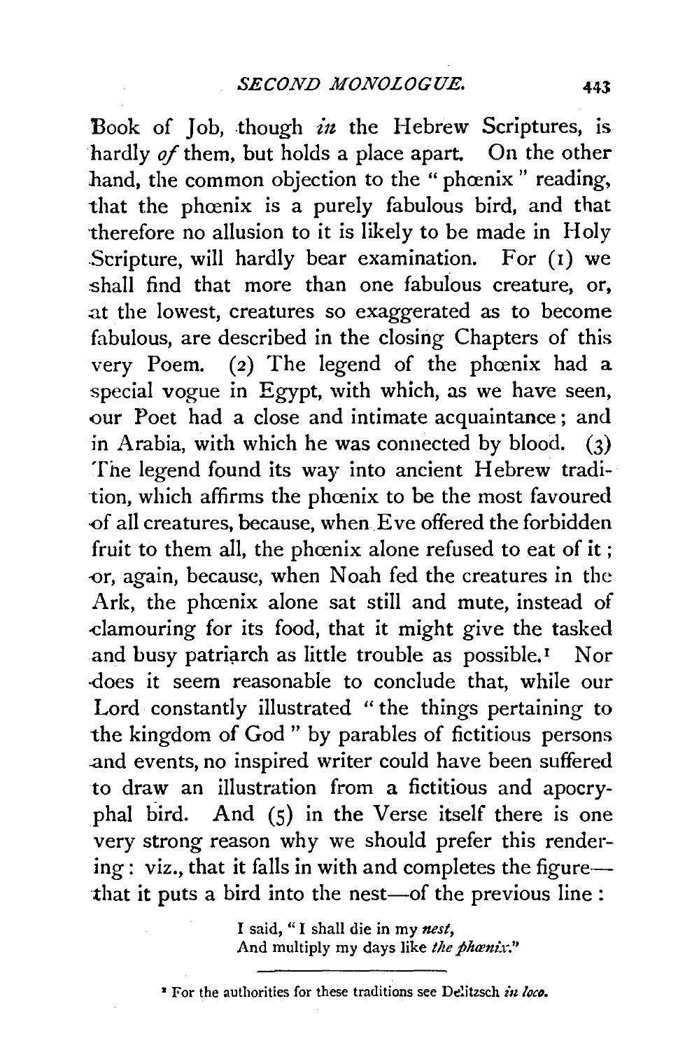Book of Job, though *in* the Hebrew Scriptures, is hardly *of* them, but holds a place apart. On the other hand, the common objection to the "phœnix" reading, that the phœnix is a purely fabulous bird, and that therefore no allusion to it is likely to be made in Holy Scripture, will hardly bear examination. For (1) we shall find that more than one fabulous creature, or, at the lowest, creatures so exaggerated as to become fabulous, are described in the closing Chapters of this very Poem. (2) The legend of the phœnix had a special vogue in Egypt, with which, as we have seen, our Poet had a close and intimate acquaintance; and in Arabia, with which he was connected by blood. (3) The legend found its way into ancient Hebrew tradition, which affirms the phœnix to be the most favoured of all creatures, because, when Eve offered the forbidden fruit to them all, the phœnix alone refused to eat of it; or, again, because, when Noah fed the creatures in the Ark, the phœnix alone sat still and mute, instead of clamouring for its food, that it might give the tasked and busy patriarch as little trouble as possible.[1] Nor does it seem reasonable to conclude that, while our Lord constantly illustrated "the things pertaining to the kingdom of God" by parables of fictitious persons and events, no inspired writer could have been suffered to draw an illustration from a fictitious and apocryphal bird. And (5) in the Verse itself there is one very strong reason why we should prefer this rendering: viz., that it falls in with and completes the figure—that it puts a bird into the nest—of the previous line:

> I said, "I shall die in my *nest*,
> And multiply my days like *the phœnix*."

---

[1] For the authorities for these traditions see Delitzsch *in loco*.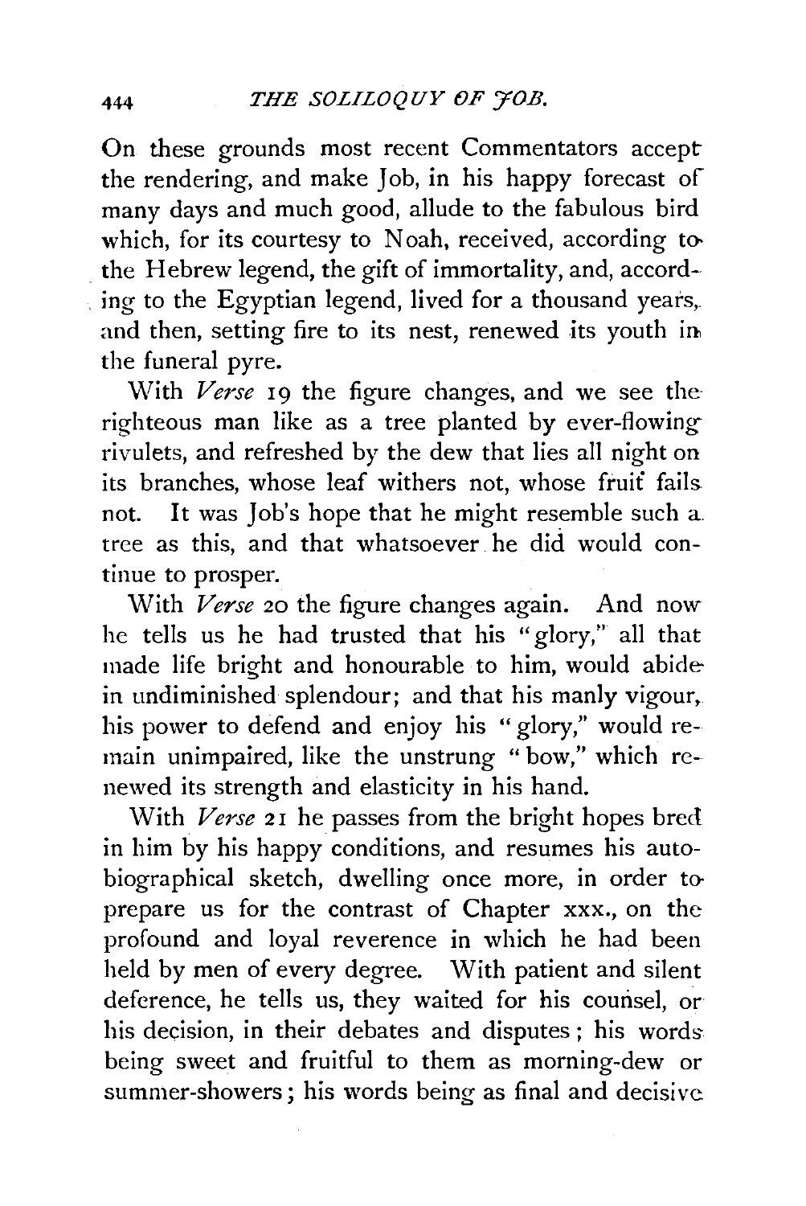On these grounds most recent Commentators accept the rendering, and make Job, in his happy forecast of many days and much good, allude to the fabulous bird which, for its courtesy to Noah, received, according to the Hebrew legend, the gift of immortality, and, according to the Egyptian legend, lived for a thousand years, and then, setting fire to its nest, renewed its youth in the funeral pyre.

With *Verse* 19 the figure changes, and we see the righteous man like as a tree planted by ever-flowing rivulets, and refreshed by the dew that lies all night on its branches, whose leaf withers not, whose fruit fails not. It was Job's hope that he might resemble such a tree as this, and that whatsoever he did would continue to prosper.

With *Verse* 20 the figure changes again. And now he tells us he had trusted that his "glory," all that made life bright and honourable to him, would abide in undiminished splendour; and that his manly vigour, his power to defend and enjoy his "glory," would remain unimpaired, like the unstrung "bow," which renewed its strength and elasticity in his hand.

With *Verse* 21 he passes from the bright hopes bred in him by his happy conditions, and resumes his autobiographical sketch, dwelling once more, in order to prepare us for the contrast of Chapter xxx., on the profound and loyal reverence in which he had been held by men of every degree. With patient and silent deference, he tells us, they waited for his counsel, or his decision, in their debates and disputes; his words being sweet and fruitful to them as morning-dew or summer-showers; his words being as final and decisive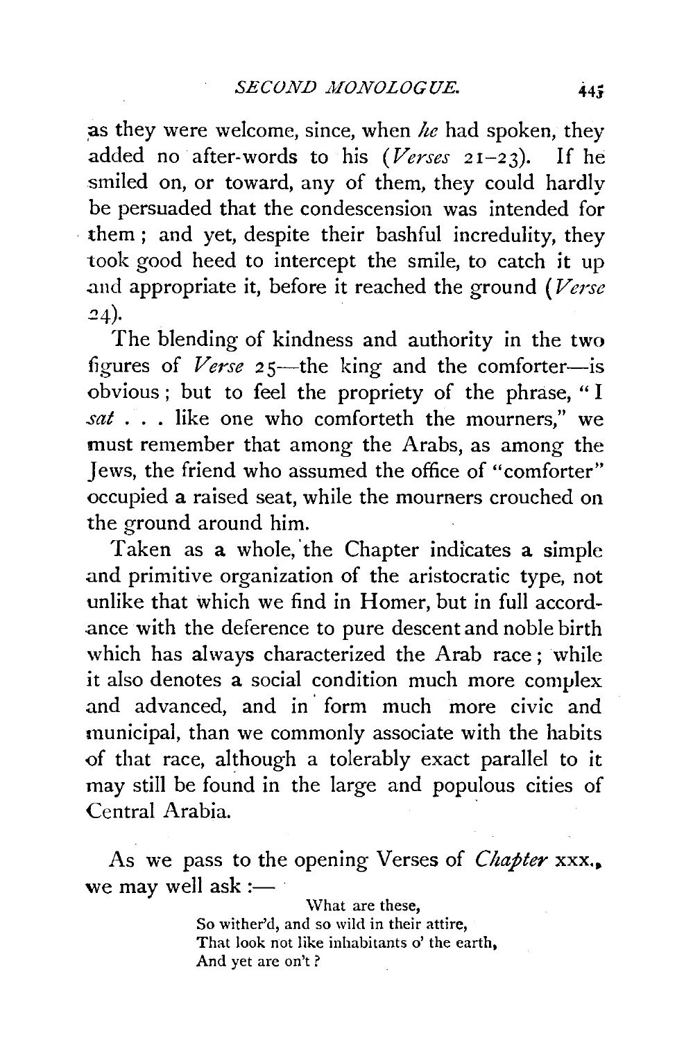as they were welcome, since, when *he* had spoken, they added no after-words to his (*Verses* 21–23). If he smiled on, or toward, any of them, they could hardly be persuaded that the condescension was intended for them; and yet, despite their bashful incredulity, they took good heed to intercept the smile, to catch it up and appropriate it, before it reached the ground (*Verse* 24).

The blending of kindness and authority in the two figures of *Verse* 25—the king and the comforter—is obvious; but to feel the propriety of the phrase, "I *sat* . . . like one who comforteth the mourners," we must remember that among the Arabs, as among the Jews, the friend who assumed the office of "comforter" occupied a raised seat, while the mourners crouched on the ground around him.

Taken as a whole, the Chapter indicates a simple and primitive organization of the aristocratic type, not unlike that which we find in Homer, but in full accordance with the deference to pure descent and noble birth which has always characterized the Arab race; while it also denotes a social condition much more complex and advanced, and in form much more civic and municipal, than we commonly associate with the habits of that race, although a tolerably exact parallel to it may still be found in the large and populous cities of Central Arabia.

As we pass to the opening Verses of *Chapter* xxx., we may well ask :—

> What are these,
> So wither'd, and so wild in their attire,
> That look not like inhabitants o' the earth,
> And yet are on't?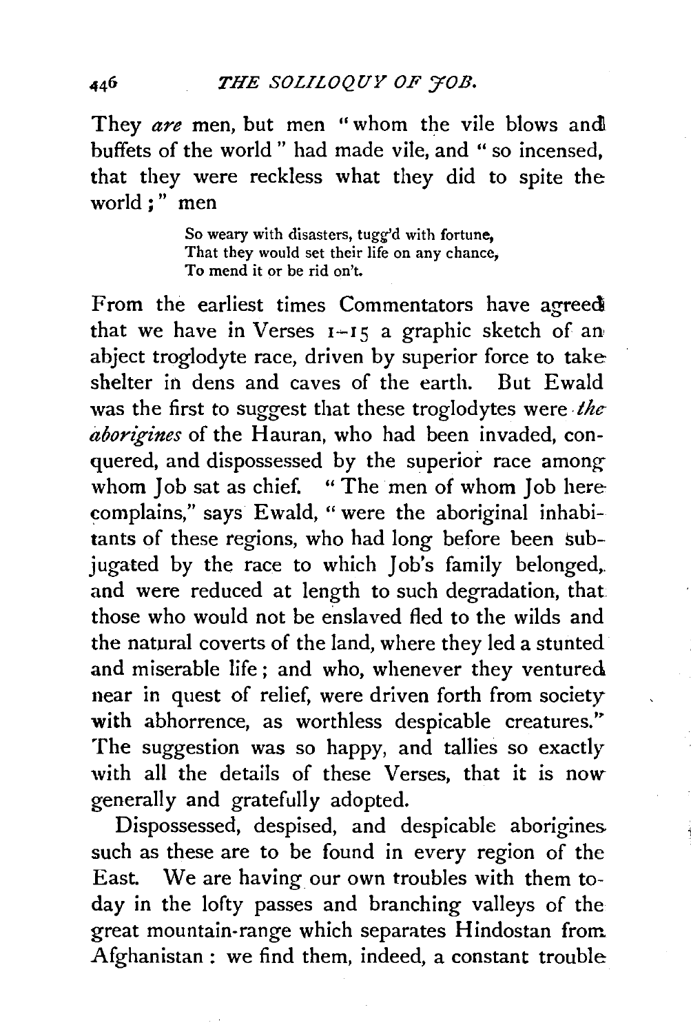They *are* men, but men "whom the vile blows and buffets of the world" had made vile, and "so incensed, that they were reckless what they did to spite the world;" men

> So weary with disasters, tugg'd with fortune,
> That they would set their life on any chance,
> To mend it or be rid on't.

From the earliest times Commentators have agreed that we have in Verses 1–15 a graphic sketch of an abject troglodyte race, driven by superior force to take shelter in dens and caves of the earth. But Ewald was the first to suggest that these troglodytes were *the aborigines* of the Hauran, who had been invaded, conquered, and dispossessed by the superior race among whom Job sat as chief. "The men of whom Job here complains," says Ewald, "were the aboriginal inhabitants of these regions, who had long before been subjugated by the race to which Job's family belonged, and were reduced at length to such degradation, that those who would not be enslaved fled to the wilds and the natural coverts of the land, where they led a stunted and miserable life; and who, whenever they ventured near in quest of relief, were driven forth from society with abhorrence, as worthless despicable creatures." The suggestion was so happy, and tallies so exactly with all the details of these Verses, that it is now generally and gratefully adopted.

Dispossessed, despised, and despicable aborigines such as these are to be found in every region of the East. We are having our own troubles with them to-day in the lofty passes and branching valleys of the great mountain-range which separates Hindostan from Afghanistan: we find them, indeed, a constant trouble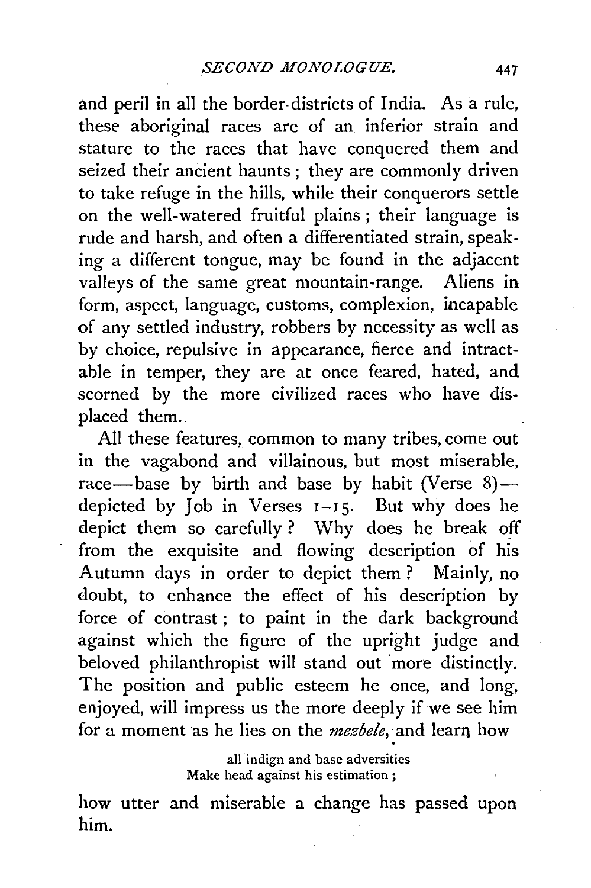and peril in all the border-districts of India. As a rule, these aboriginal races are of an inferior strain and stature to the races that have conquered them and seized their ancient haunts; they are commonly driven to take refuge in the hills, while their conquerors settle on the well-watered fruitful plains; their language is rude and harsh, and often a differentiated strain, speaking a different tongue, may be found in the adjacent valleys of the same great mountain-range. Aliens in form, aspect, language, customs, complexion, incapable of any settled industry, robbers by necessity as well as by choice, repulsive in appearance, fierce and intractable in temper, they are at once feared, hated, and scorned by the more civilized races who have displaced them.

All these features, common to many tribes, come out in the vagabond and villainous, but most miserable, race—base by birth and base by habit (Verse 8)—depicted by Job in Verses 1–15. But why does he depict them so carefully? Why does he break off from the exquisite and flowing description of his Autumn days in order to depict them? Mainly, no doubt, to enhance the effect of his description by force of contrast; to paint in the dark background against which the figure of the upright judge and beloved philanthropist will stand out more distinctly. The position and public esteem he once, and long, enjoyed, will impress us the more deeply if we see him for a moment as he lies on the *mezbele*, and learn how

> all indign and base adversities
> Make head against his estimation;

how utter and miserable a change has passed upon him.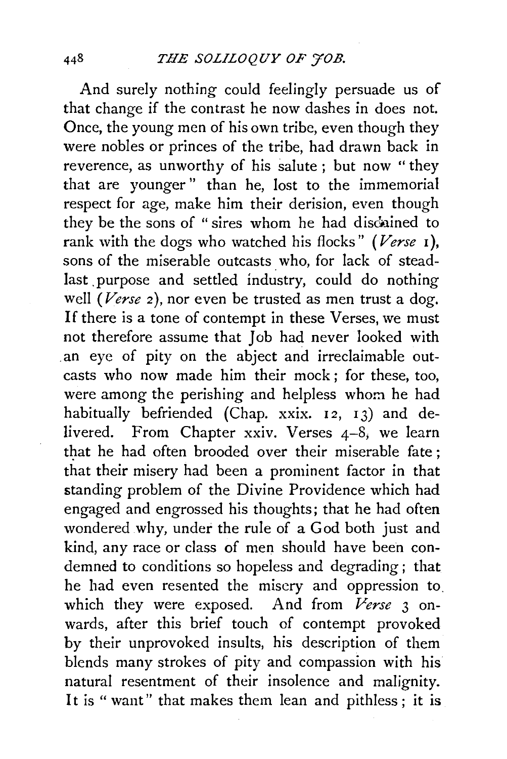And surely nothing could feelingly persuade us of that change if the contrast he now dashes in does not. Once, the young men of his own tribe, even though they were nobles or princes of the tribe, had drawn back in reverence, as unworthy of his salute; but now "they that are younger" than he, lost to the immemorial respect for age, make him their derision, even though they be the sons of "sires whom he had disdained to rank with the dogs who watched his flocks" (*Verse* 1), sons of the miserable outcasts who, for lack of steadlast purpose and settled industry, could do nothing well (*Verse* 2), nor even be trusted as men trust a dog. If there is a tone of contempt in these Verses, we must not therefore assume that Job had never looked with an eye of pity on the abject and irreclaimable outcasts who now made him their mock; for these, too, were among the perishing and helpless whom he had habitually befriended (Chap. xxix. 12, 13) and delivered. From Chapter xxiv. Verses 4–8, we learn that he had often brooded over their miserable fate; that their misery had been a prominent factor in that standing problem of the Divine Providence which had engaged and engrossed his thoughts; that he had often wondered why, under the rule of a God both just and kind, any race or class of men should have been condemned to conditions so hopeless and degrading; that he had even resented the misery and oppression to which they were exposed. And from *Verse* 3 onwards, after this brief touch of contempt provoked by their unprovoked insults, his description of them blends many strokes of pity and compassion with his natural resentment of their insolence and malignity. It is "want" that makes them lean and pithless; it is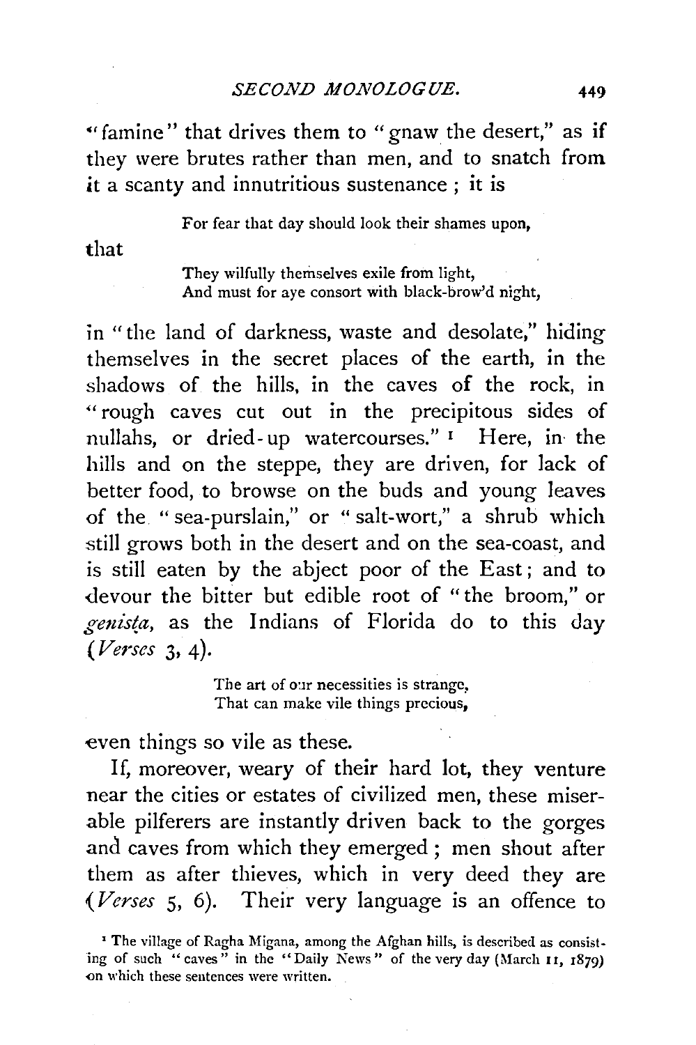"famine" that drives them to "gnaw the desert," as if they were brutes rather than men, and to snatch from it a scanty and innutritious sustenance ; it is

> For fear that day should look their shames upon,

that

> They wilfully themselves exile from light,
> And must for aye consort with black-brow'd night,

in "the land of darkness, waste and desolate," hiding themselves in the secret places of the earth, in the shadows of the hills, in the caves of the rock, in "rough caves cut out in the precipitous sides of nullahs, or dried-up watercourses."[1] Here, in the hills and on the steppe, they are driven, for lack of better food, to browse on the buds and young leaves of the "sea-purslain," or "salt-wort," a shrub which still grows both in the desert and on the sea-coast, and is still eaten by the abject poor of the East; and to devour the bitter but edible root of "the broom," or *genista*, as the Indians of Florida do to this day (*Verses* 3, 4).

> The art of our necessities is strange,
> That can make vile things precious,

even things so vile as these.

If, moreover, weary of their hard lot, they venture near the cities or estates of civilized men, these miserable pilferers are instantly driven back to the gorges and caves from which they emerged ; men shout after them as after thieves, which in very deed they are (*Verses* 5, 6). Their very language is an offence to

[1] The village of Ragha Migana, among the Afghan hills, is described as consisting of such "caves" in the "Daily News" of the very day (March 11, 1879) on which these sentences were written.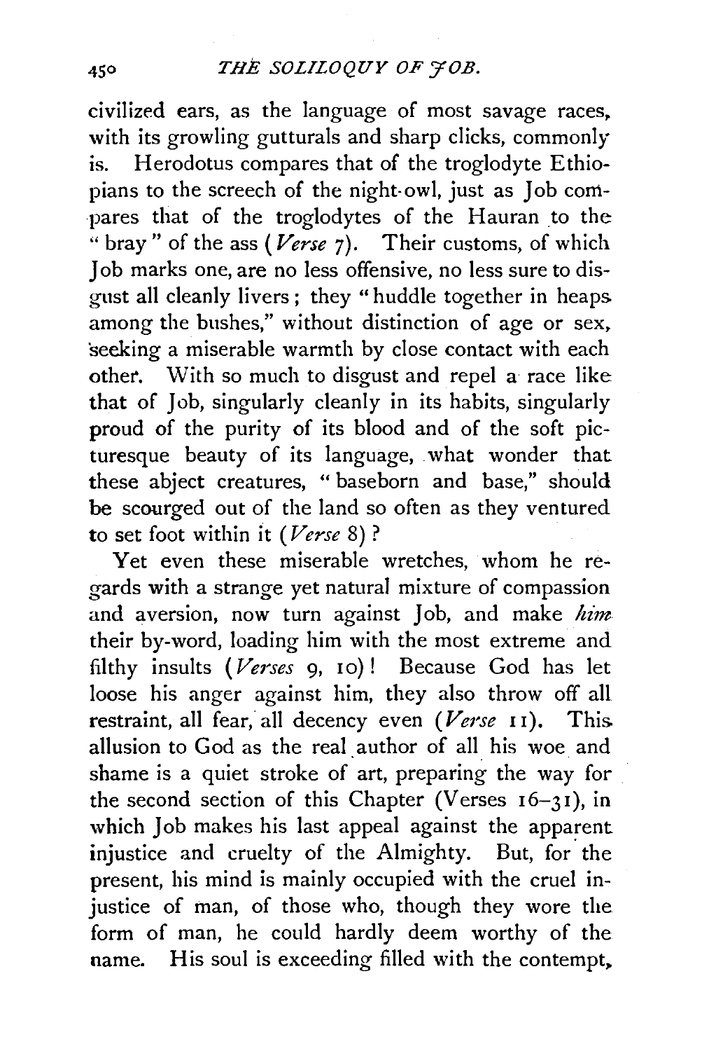civilized ears, as the language of most savage races, with its growling gutturals and sharp clicks, commonly is. Herodotus compares that of the troglodyte Ethiopians to the screech of the night-owl, just as Job compares that of the troglodytes of the Hauran to the "bray" of the ass (*Verse* 7). Their customs, of which Job marks one, are no less offensive, no less sure to disgust all cleanly livers; they "huddle together in heaps among the bushes," without distinction of age or sex, seeking a miserable warmth by close contact with each other. With so much to disgust and repel a race like that of Job, singularly cleanly in its habits, singularly proud of the purity of its blood and of the soft picturesque beauty of its language, what wonder that these abject creatures, "baseborn and base," should be scourged out of the land so often as they ventured to set foot within it (*Verse* 8)?

Yet even these miserable wretches, whom he regards with a strange yet natural mixture of compassion and aversion, now turn against Job, and make *him* their by-word, loading him with the most extreme and filthy insults (*Verses* 9, 10)! Because God has let loose his anger against him, they also throw off all restraint, all fear, all decency even (*Verse* 11). This allusion to God as the real author of all his woe and shame is a quiet stroke of art, preparing the way for the second section of this Chapter (Verses 16–31), in which Job makes his last appeal against the apparent injustice and cruelty of the Almighty. But, for the present, his mind is mainly occupied with the cruel injustice of man, of those who, though they wore the form of man, he could hardly deem worthy of the name. His soul is exceeding filled with the contempt,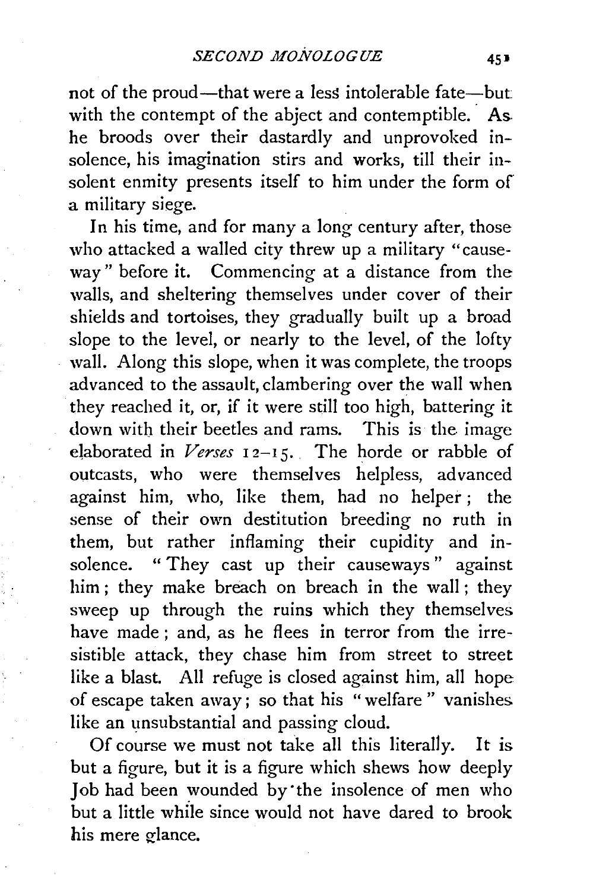not of the proud—that were a less intolerable fate—but with the contempt of the abject and contemptible. As he broods over their dastardly and unprovoked insolence, his imagination stirs and works, till their insolent enmity presents itself to him under the form of a military siege.

In his time, and for many a long century after, those who attacked a walled city threw up a military "causeway" before it. Commencing at a distance from the walls, and sheltering themselves under cover of their shields and tortoises, they gradually built up a broad slope to the level, or nearly to the level, of the lofty wall. Along this slope, when it was complete, the troops advanced to the assault, clambering over the wall when they reached it, or, if it were still too high, battering it down with their beetles and rams. This is the image elaborated in *Verses* 12–15. The horde or rabble of outcasts, who were themselves helpless, advanced against him, who, like them, had no helper; the sense of their own destitution breeding no ruth in them, but rather inflaming their cupidity and insolence. "They cast up their causeways" against him; they make breach on breach in the wall; they sweep up through the ruins which they themselves have made; and, as he flees in terror from the irresistible attack, they chase him from street to street like a blast. All refuge is closed against him, all hope of escape taken away; so that his "welfare" vanishes like an unsubstantial and passing cloud.

Of course we must not take all this literally. It is but a figure, but it is a figure which shews how deeply Job had been wounded by the insolence of men who but a little while since would not have dared to brook his mere glance.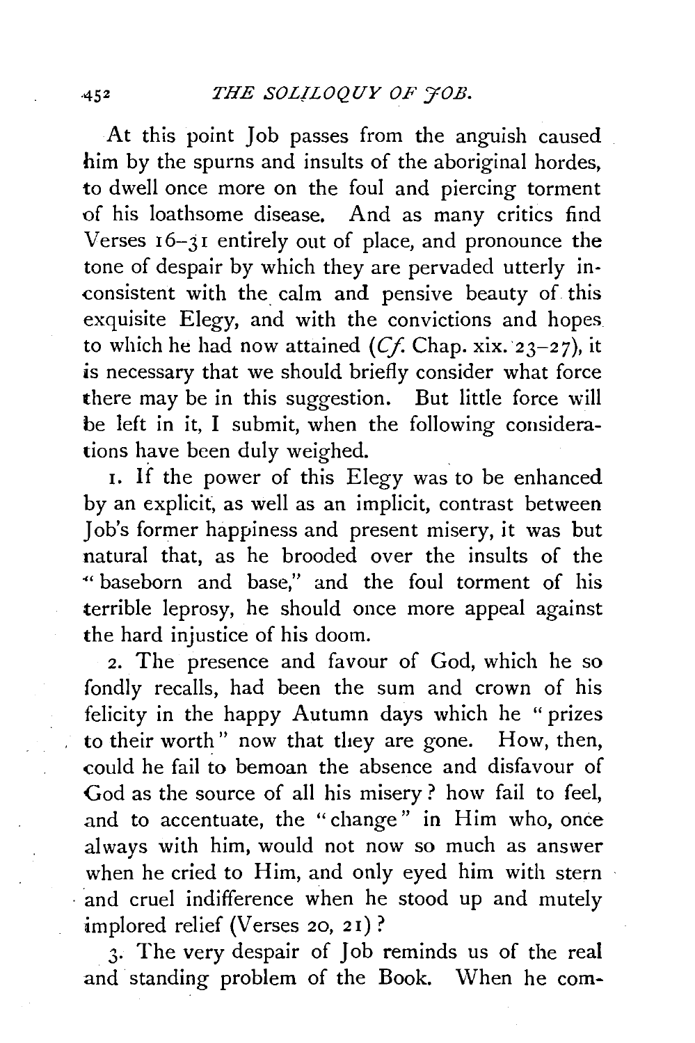At this point Job passes from the anguish caused him by the spurns and insults of the aboriginal hordes, to dwell once more on the foul and piercing torment of his loathsome disease. And as many critics find Verses 16–31 entirely out of place, and pronounce the tone of despair by which they are pervaded utterly inconsistent with the calm and pensive beauty of this exquisite Elegy, and with the convictions and hopes to which he had now attained (*Cf.* Chap. xix. 23–27), it is necessary that we should briefly consider what force there may be in this suggestion. But little force will be left in it, I submit, when the following considerations have been duly weighed.

1. If the power of this Elegy was to be enhanced by an explicit, as well as an implicit, contrast between Job's former happiness and present misery, it was but natural that, as he brooded over the insults of the "baseborn and base," and the foul torment of his terrible leprosy, he should once more appeal against the hard injustice of his doom.

2. The presence and favour of God, which he so fondly recalls, had been the sum and crown of his felicity in the happy Autumn days which he "prizes to their worth" now that they are gone. How, then, could he fail to bemoan the absence and disfavour of God as the source of all his misery? how fail to feel, and to accentuate, the "change" in Him who, once always with him, would not now so much as answer when he cried to Him, and only eyed him with stern and cruel indifference when he stood up and mutely implored relief (Verses 20, 21)?

3. The very despair of Job reminds us of the real and standing problem of the Book. When he com-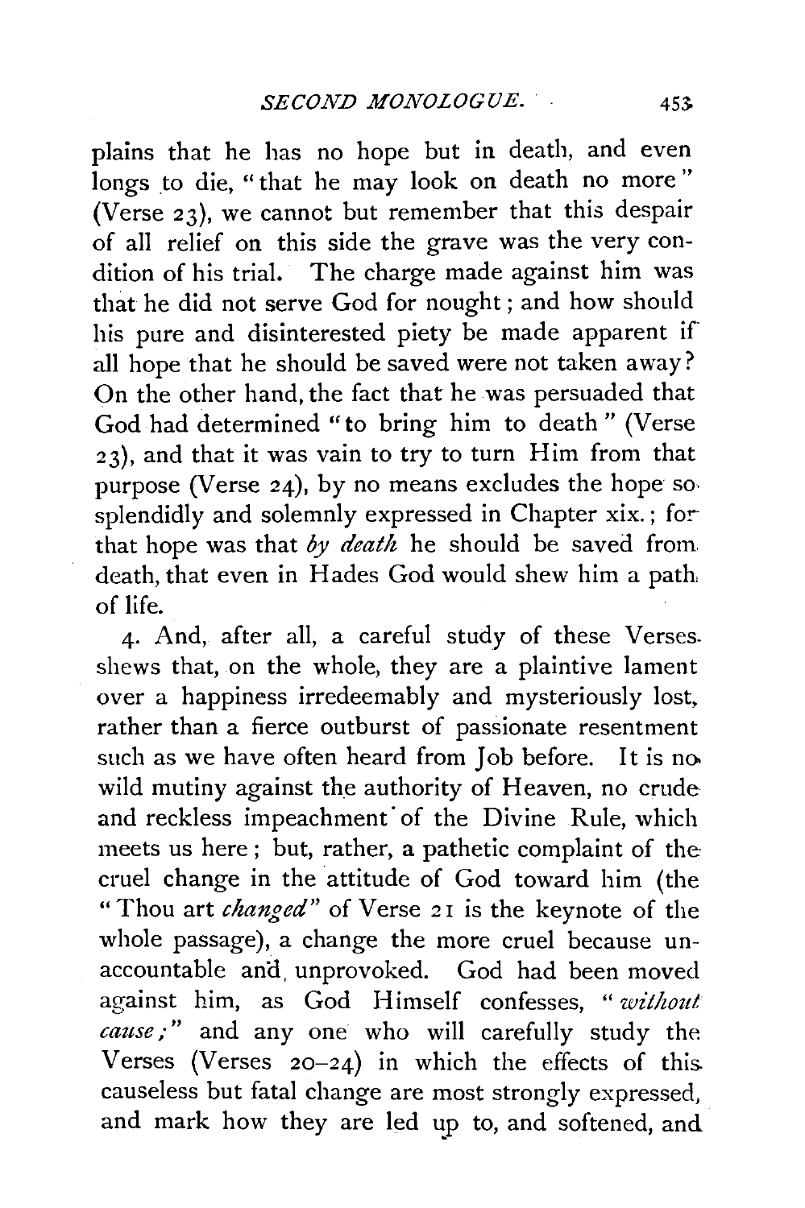plains that he has no hope but in death, and even longs to die, "that he may look on death no more" (Verse 23), we cannot but remember that this despair of all relief on this side the grave was the very condition of his trial. The charge made against him was that he did not serve God for nought; and how should his pure and disinterested piety be made apparent if all hope that he should be saved were not taken away? On the other hand, the fact that he was persuaded that God had determined "to bring him to death" (Verse 23), and that it was vain to try to turn Him from that purpose (Verse 24), by no means excludes the hope so splendidly and solemnly expressed in Chapter xix.; for that hope was that *by death* he should be saved from death, that even in Hades God would shew him a path of life.

4. And, after all, a careful study of these Verses shews that, on the whole, they are a plaintive lament over a happiness irredeemably and mysteriously lost, rather than a fierce outburst of passionate resentment such as we have often heard from Job before. It is no wild mutiny against the authority of Heaven, no crude and reckless impeachment of the Divine Rule, which meets us here; but, rather, a pathetic complaint of the cruel change in the attitude of God toward him (the "Thou art *changed*" of Verse 21 is the keynote of the whole passage), a change the more cruel because unaccountable and unprovoked. God had been moved against him, as God Himself confesses, "*without cause;*" and any one who will carefully study the Verses (Verses 20–24) in which the effects of this causeless but fatal change are most strongly expressed, and mark how they are led up to, and softened, and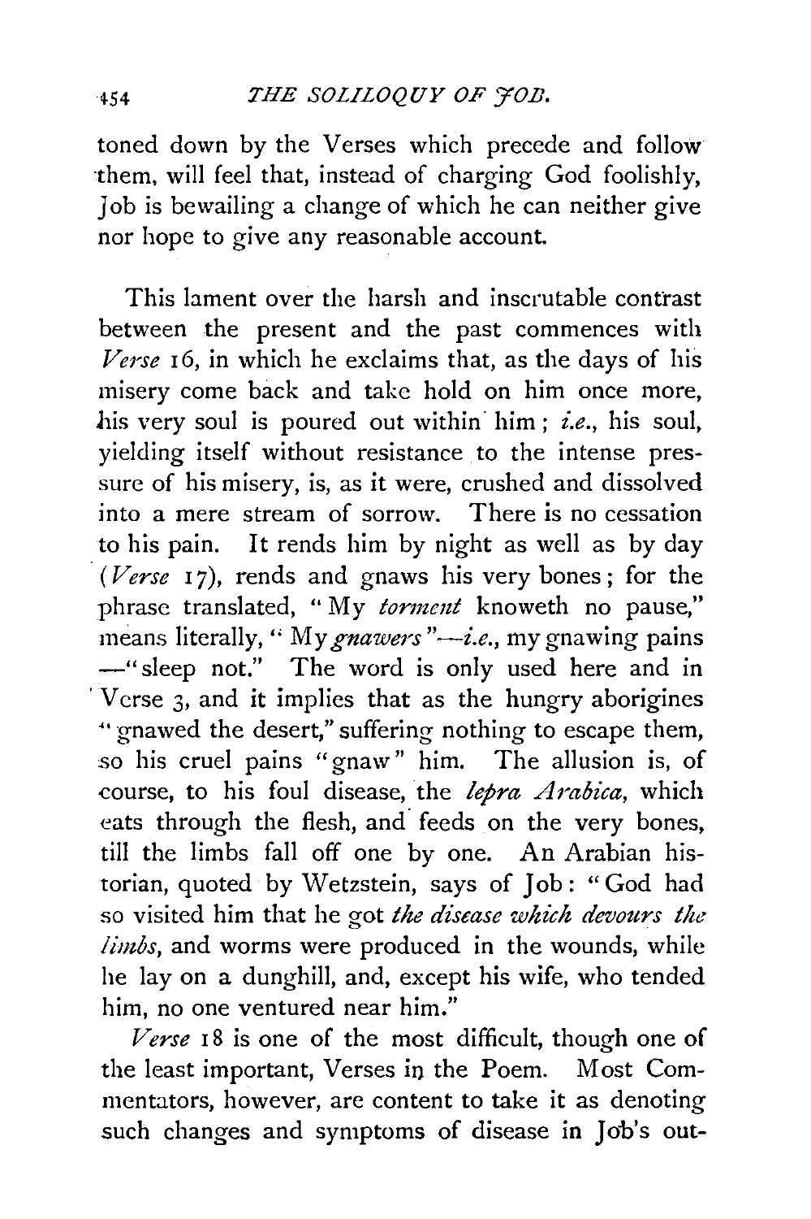toned down by the Verses which precede and follow them, will feel that, instead of charging God foolishly, Job is bewailing a change of which he can neither give nor hope to give any reasonable account.

This lament over the harsh and inscrutable contrast between the present and the past commences with *Verse* 16, in which he exclaims that, as the days of his misery come back and take hold on him once more, his very soul is poured out within him; *i.e.*, his soul, yielding itself without resistance to the intense pressure of his misery, is, as it were, crushed and dissolved into a mere stream of sorrow. There is no cessation to his pain. It rends him by night as well as by day (*Verse* 17), rends and gnaws his very bones; for the phrase translated, "My *torment* knoweth no pause," means literally, "My *gnawers*"—*i.e.*, my gnawing pains —"sleep not." The word is only used here and in Verse 3, and it implies that as the hungry aborigines "gnawed the desert," suffering nothing to escape them, so his cruel pains "gnaw" him. The allusion is, of course, to his foul disease, the *lepra Arabica*, which eats through the flesh, and feeds on the very bones, till the limbs fall off one by one. An Arabian historian, quoted by Wetzstein, says of Job: "God had so visited him that he got *the disease which devours the limbs*, and worms were produced in the wounds, while he lay on a dunghill, and, except his wife, who tended him, no one ventured near him."

*Verse* 18 is one of the most difficult, though one of the least important, Verses in the Poem. Most Commentators, however, are content to take it as denoting such changes and symptoms of disease in Job's out-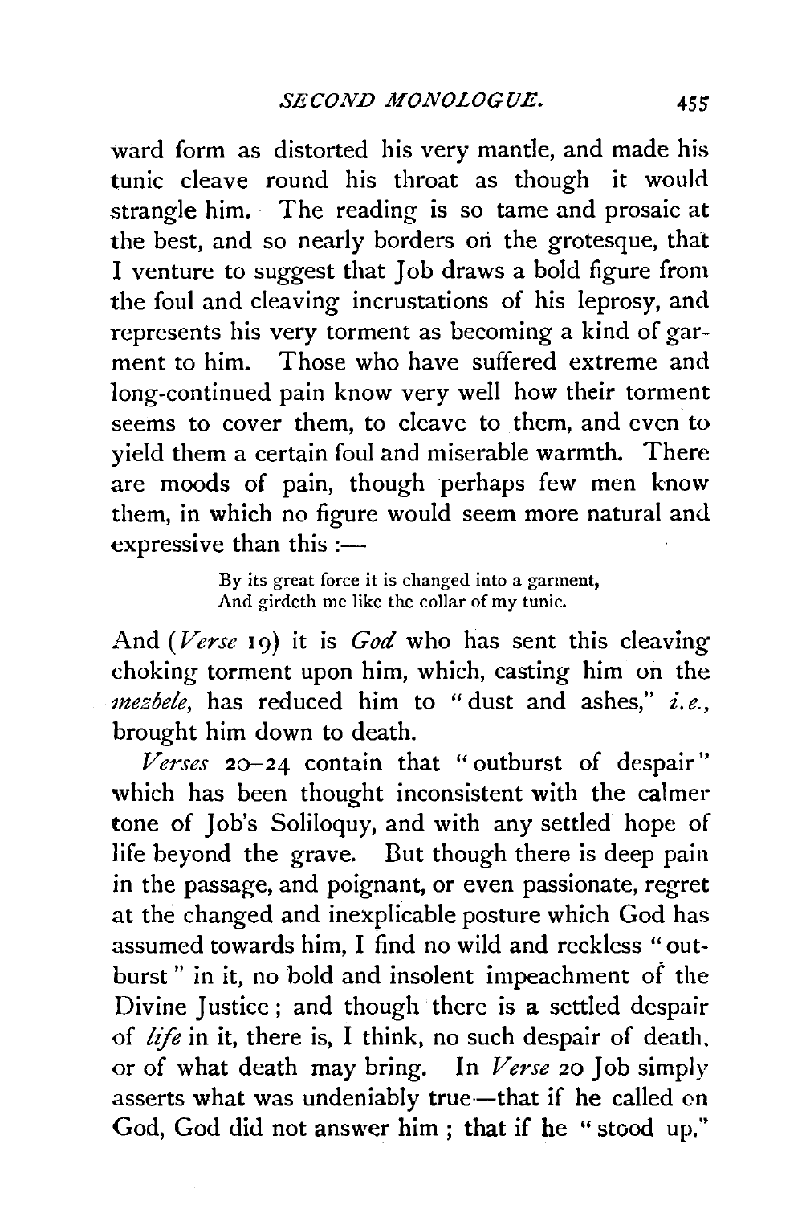ward form as distorted his very mantle, and made his tunic cleave round his throat as though it would strangle him. The reading is so tame and prosaic at the best, and so nearly borders on the grotesque, that I venture to suggest that Job draws a bold figure from the foul and cleaving incrustations of his leprosy, and represents his very torment as becoming a kind of garment to him. Those who have suffered extreme and long-continued pain know very well how their torment seems to cover them, to cleave to them, and even to yield them a certain foul and miserable warmth. There are moods of pain, though perhaps few men know them, in which no figure would seem more natural and expressive than this :—

> By its great force it is changed into a garment,
> And girdeth me like the collar of my tunic.

And (*Verse* 19) it is *God* who has sent this cleaving choking torment upon him, which, casting him on the *mezbele*, has reduced him to "dust and ashes," *i.e.*, brought him down to death.

*Verses* 20–24 contain that "outburst of despair" which has been thought inconsistent with the calmer tone of Job's Soliloquy, and with any settled hope of life beyond the grave. But though there is deep pain in the passage, and poignant, or even passionate, regret at the changed and inexplicable posture which God has assumed towards him, I find no wild and reckless "outburst" in it, no bold and insolent impeachment of the Divine Justice; and though there is a settled despair of *life* in it, there is, I think, no such despair of death, or of what death may bring. In *Verse* 20 Job simply asserts what was undeniably true—that if he called on God, God did not answer him; that if he "stood up,"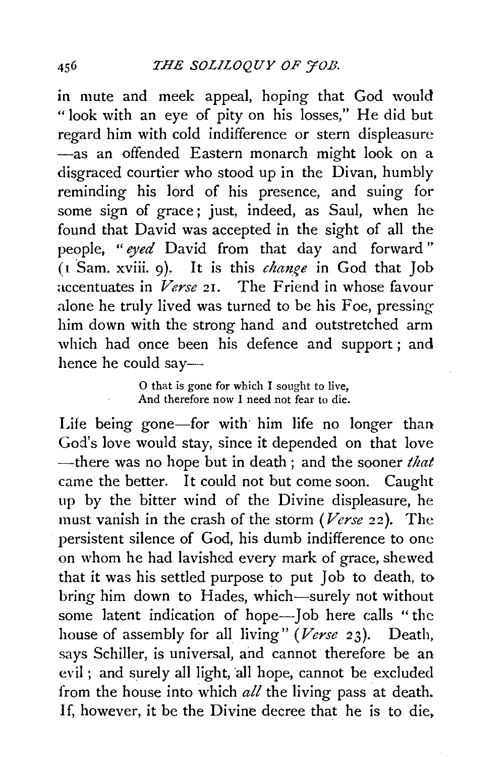in mute and meek appeal, hoping that God would "look with an eye of pity on his losses," He did but regard him with cold indifference or stern displeasure —as an offended Eastern monarch might look on a disgraced courtier who stood up in the Divan, humbly reminding his lord of his presence, and suing for some sign of grace; just, indeed, as Saul, when he found that David was accepted in the sight of all the people, "*eyed* David from that day and forward" (1 Sam. xviii. 9). It is this *change* in God that Job accentuates in *Verse* 21. The Friend in whose favour alone he truly lived was turned to be his Foe, pressing him down with the strong hand and outstretched arm which had once been his defence and support; and hence he could say—

> O that is gone for which I sought to live,
> And therefore now I need not fear to die.

Life being gone—for with him life no longer than God's love would stay, since it depended on that love —there was no hope but in death; and the sooner *that* came the better. It could not but come soon. Caught up by the bitter wind of the Divine displeasure, he must vanish in the crash of the storm (*Verse* 22). The persistent silence of God, his dumb indifference to one on whom he had lavished every mark of grace, shewed that it was his settled purpose to put Job to death, to bring him down to Hades, which—surely not without some latent indication of hope—Job here calls "the house of assembly for all living" (*Verse* 23). Death, says Schiller, is universal, and cannot therefore be an evil; and surely all light, all hope, cannot be excluded from the house into which *all* the living pass at death. If, however, it be the Divine decree that he is to die,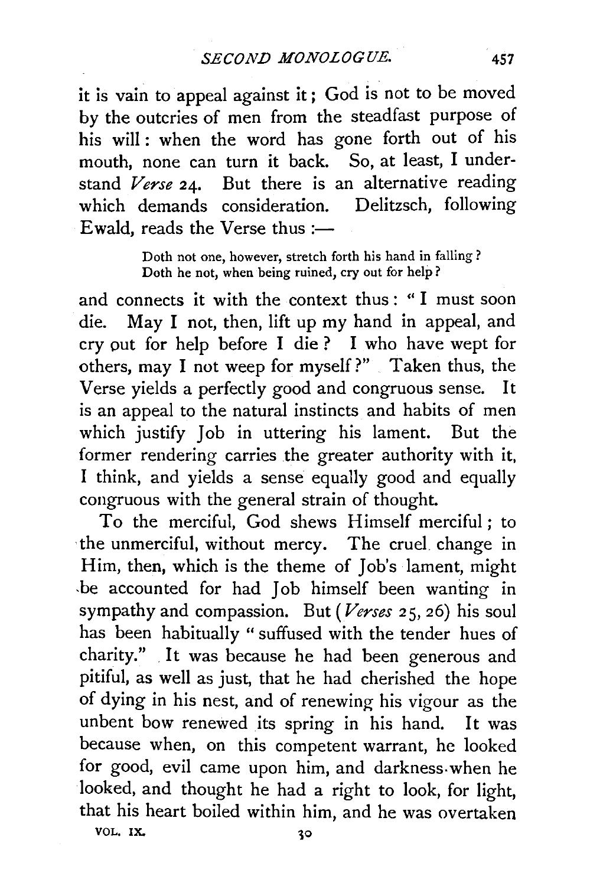it is vain to appeal against it; God is not to be moved by the outcries of men from the steadfast purpose of his will: when the word has gone forth out of his mouth, none can turn it back. So, at least, I understand *Verse* 24. But there is an alternative reading which demands consideration. Delitzsch, following Ewald, reads the Verse thus :—

> Doth not one, however, stretch forth his hand in falling?
> Doth he not, when being ruined, cry out for help?

and connects it with the context thus: "I must soon die. May I not, then, lift up my hand in appeal, and cry out for help before I die? I who have wept for others, may I not weep for myself?" Taken thus, the Verse yields a perfectly good and congruous sense. It is an appeal to the natural instincts and habits of men which justify Job in uttering his lament. But the former rendering carries the greater authority with it, I think, and yields a sense equally good and equally congruous with the general strain of thought.

To the merciful, God shews Himself merciful; to the unmerciful, without mercy. The cruel change in Him, then, which is the theme of Job's lament, might be accounted for had Job himself been wanting in sympathy and compassion. But (*Verses* 25, 26) his soul has been habitually "suffused with the tender hues of charity." It was because he had been generous and pitiful, as well as just, that he had cherished the hope of dying in his nest, and of renewing his vigour as the unbent bow renewed its spring in his hand. It was because when, on this competent warrant, he looked for good, evil came upon him, and darkness when he looked, and thought he had a right to look, for light, that his heart boiled within him, and he was overtaken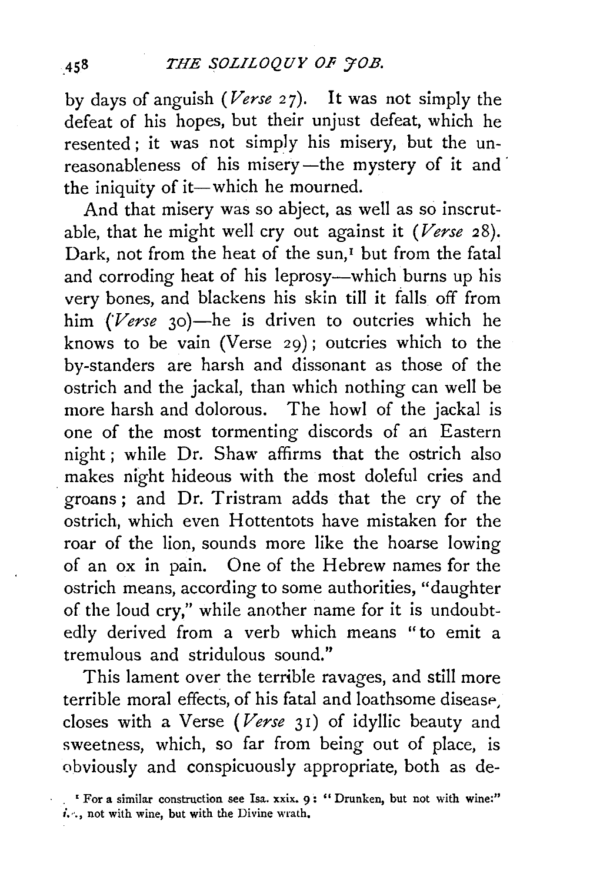by days of anguish (*Verse* 27). It was not simply the defeat of his hopes, but their unjust defeat, which he resented; it was not simply his misery, but the unreasonableness of his misery—the mystery of it and the iniquity of it—which he mourned.

And that misery was so abject, as well as so inscrutable, that he might well cry out against it (*Verse* 28). Dark, not from the heat of the sun,[1] but from the fatal and corroding heat of his leprosy—which burns up his very bones, and blackens his skin till it falls off from him (*Verse* 30)—he is driven to outcries which he knows to be vain (Verse 29); outcries which to the by-standers are harsh and dissonant as those of the ostrich and the jackal, than which nothing can well be more harsh and dolorous. The howl of the jackal is one of the most tormenting discords of an Eastern night; while Dr. Shaw affirms that the ostrich also makes night hideous with the most doleful cries and groans; and Dr. Tristram adds that the cry of the ostrich, which even Hottentots have mistaken for the roar of the lion, sounds more like the hoarse lowing of an ox in pain. One of the Hebrew names for the ostrich means, according to some authorities, "daughter of the loud cry," while another name for it is undoubtedly derived from a verb which means "to emit a tremulous and stridulous sound."

This lament over the terrible ravages, and still more terrible moral effects, of his fatal and loathsome disease, closes with a Verse (*Verse* 31) of idyllic beauty and sweetness, which, so far from being out of place, is obviously and conspicuously appropriate, both as de-

[1] For a similar construction see Isa. xxix. 9: "Drunken, but not with wine:" *i.e.*, not with wine, but with the Divine wrath.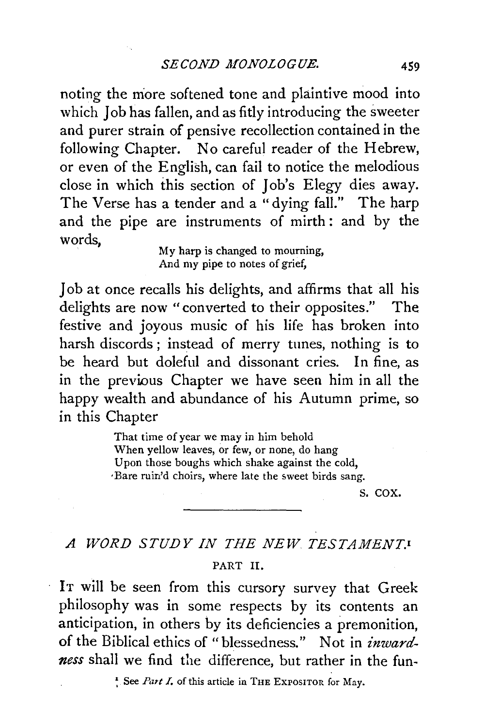noting the more softened tone and plaintive mood into which Job has fallen, and as fitly introducing the sweeter and purer strain of pensive recollection contained in the following Chapter. No careful reader of the Hebrew, or even of the English, can fail to notice the melodious close in which this section of Job's Elegy dies away. The Verse has a tender and a "dying fall." The harp and the pipe are instruments of mirth: and by the words,

> My harp is changed to mourning,
> And my pipe to notes of grief,

Job at once recalls his delights, and affirms that all his delights are now "converted to their opposites." The festive and joyous music of his life has broken into harsh discords; instead of merry tunes, nothing is to be heard but doleful and dissonant cries. In fine, as in the previous Chapter we have seen him in all the happy wealth and abundance of his Autumn prime, so in this Chapter

> That time of year we may in him behold
> When yellow leaves, or few, or none, do hang
> Upon those boughs which shake against the cold,
> Bare ruin'd choirs, where late the sweet birds sang.

S. COX.

---

## *A WORD STUDY IN THE NEW TESTAMENT.*[1]

### PART II.

IT will be seen from this cursory survey that Greek philosophy was in some respects by its contents an anticipation, in others by its deficiencies a premonition, of the Biblical ethics of "blessedness." Not in *inwardness* shall we find the difference, but rather in the fun-

[1] See *Part I.* of this article in THE EXPOSITOR for May.